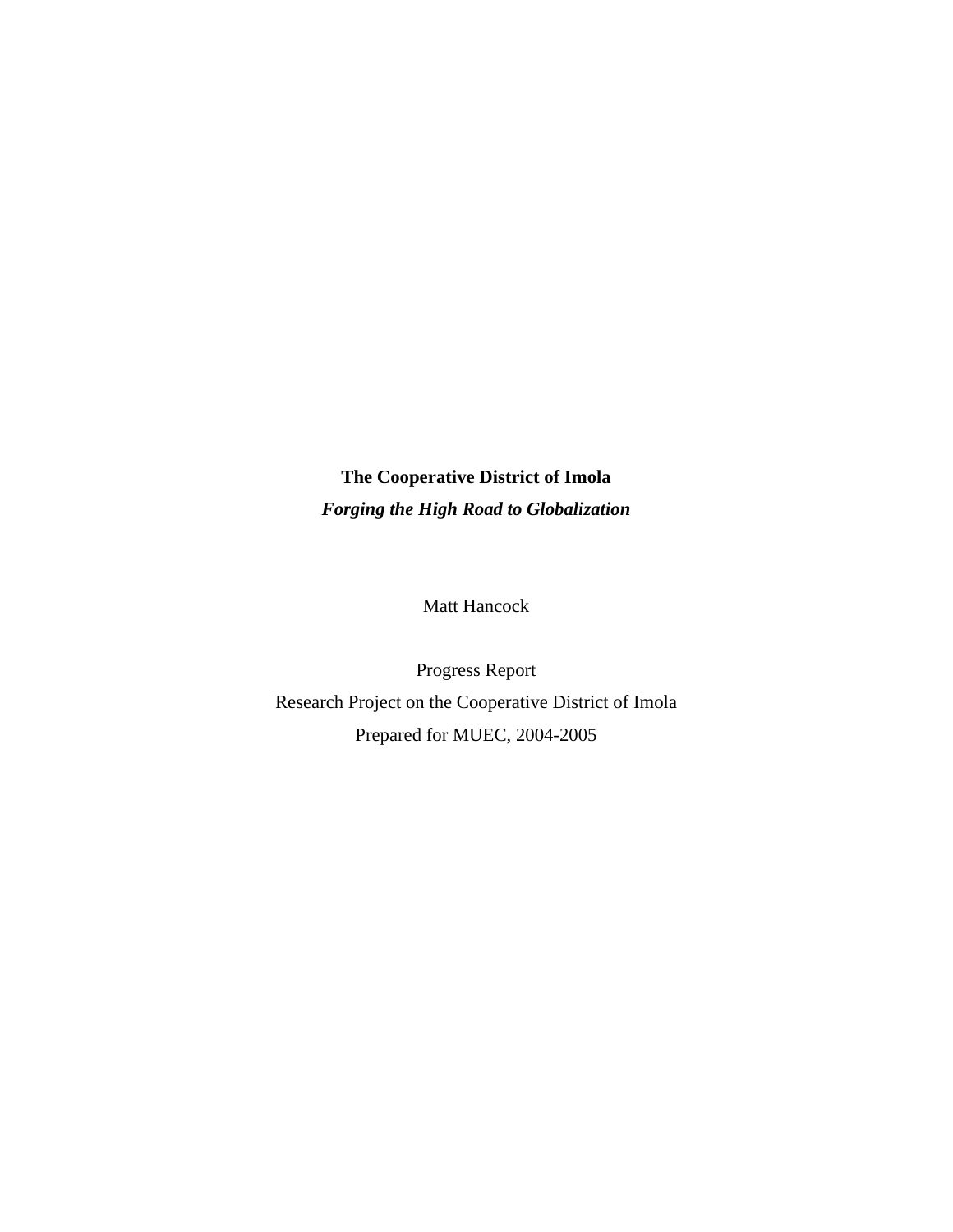# The Cooperative District of Imola

***Forging the High Road to Globalization***

Matt Hancock

Progress Report

Research Project on the Cooperative District of Imola

Prepared for MUEC, 2004-2005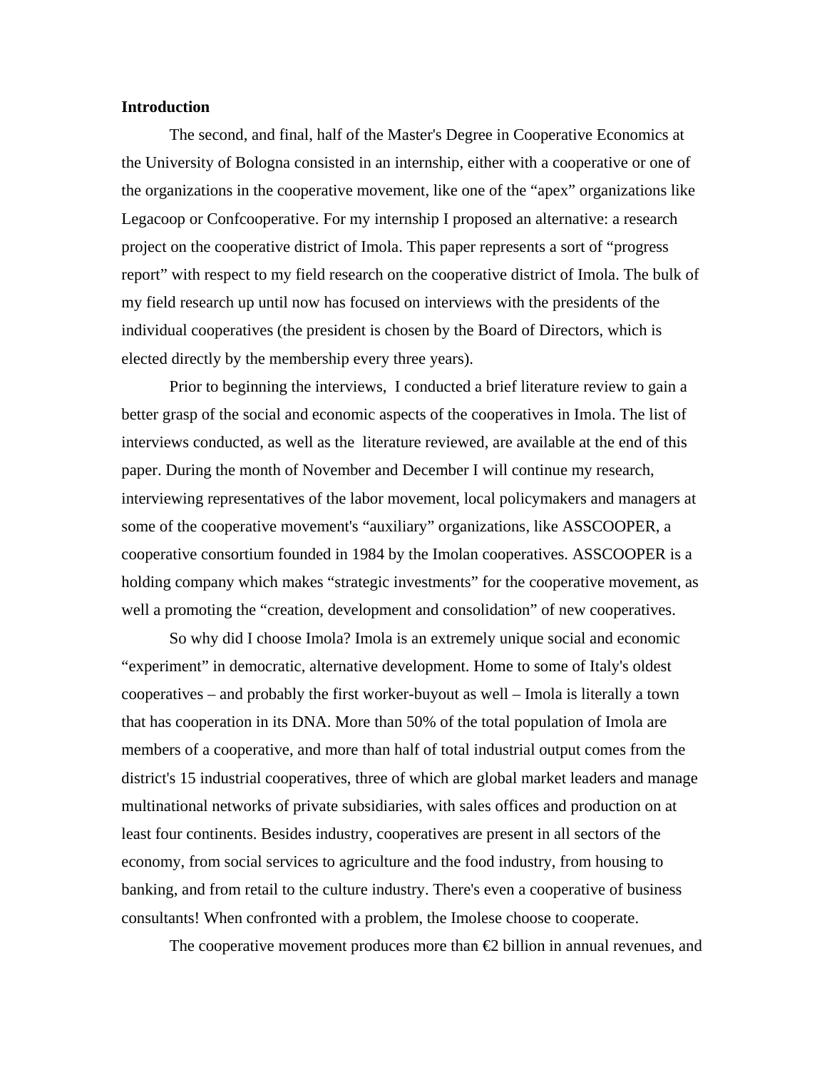**Introduction**

The second, and final, half of the Master's Degree in Cooperative Economics at the University of Bologna consisted in an internship, either with a cooperative or one of the organizations in the cooperative movement, like one of the "apex" organizations like Legacoop or Confcooperative. For my internship I proposed an alternative: a research project on the cooperative district of Imola. This paper represents a sort of "progress report" with respect to my field research on the cooperative district of Imola. The bulk of my field research up until now has focused on interviews with the presidents of the individual cooperatives (the president is chosen by the Board of Directors, which is elected directly by the membership every three years).

Prior to beginning the interviews, I conducted a brief literature review to gain a better grasp of the social and economic aspects of the cooperatives in Imola. The list of interviews conducted, as well as the literature reviewed, are available at the end of this paper. During the month of November and December I will continue my research, interviewing representatives of the labor movement, local policymakers and managers at some of the cooperative movement's "auxiliary" organizations, like ASSCOOPER, a cooperative consortium founded in 1984 by the Imolan cooperatives. ASSCOOPER is a holding company which makes "strategic investments" for the cooperative movement, as well a promoting the "creation, development and consolidation" of new cooperatives.

So why did I choose Imola? Imola is an extremely unique social and economic "experiment" in democratic, alternative development. Home to some of Italy's oldest cooperatives – and probably the first worker-buyout as well – Imola is literally a town that has cooperation in its DNA. More than 50% of the total population of Imola are members of a cooperative, and more than half of total industrial output comes from the district's 15 industrial cooperatives, three of which are global market leaders and manage multinational networks of private subsidiaries, with sales offices and production on at least four continents. Besides industry, cooperatives are present in all sectors of the economy, from social services to agriculture and the food industry, from housing to banking, and from retail to the culture industry. There's even a cooperative of business consultants! When confronted with a problem, the Imolese choose to cooperate.

The cooperative movement produces more than €2 billion in annual revenues, and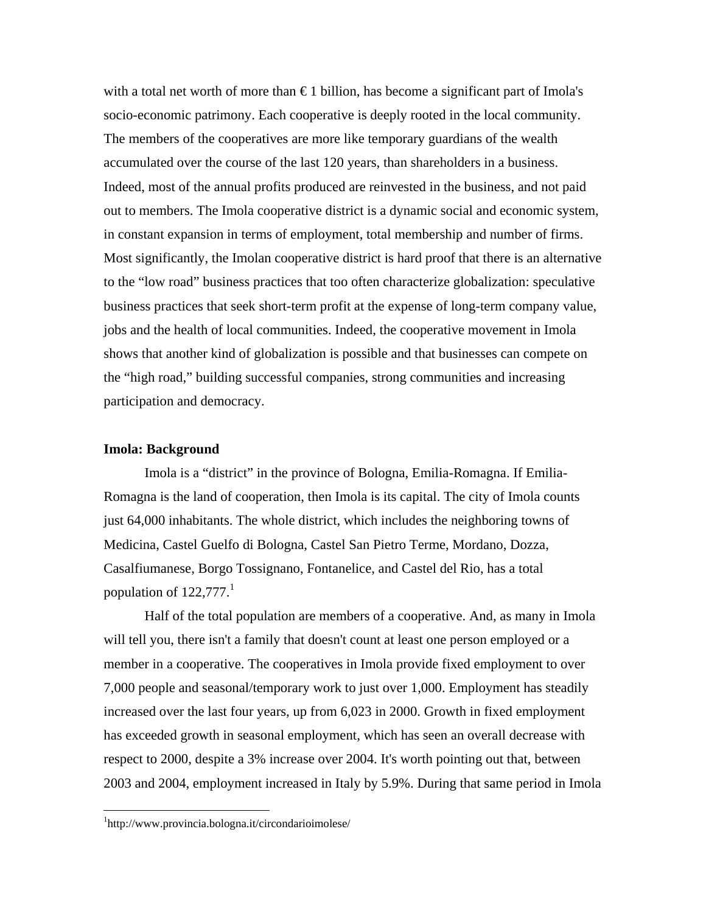with a total net worth of more than € 1 billion, has become a significant part of Imola's socio-economic patrimony. Each cooperative is deeply rooted in the local community. The members of the cooperatives are more like temporary guardians of the wealth accumulated over the course of the last 120 years, than shareholders in a business. Indeed, most of the annual profits produced are reinvested in the business, and not paid out to members. The Imola cooperative district is a dynamic social and economic system, in constant expansion in terms of employment, total membership and number of firms. Most significantly, the Imolan cooperative district is hard proof that there is an alternative to the "low road" business practices that too often characterize globalization: speculative business practices that seek short-term profit at the expense of long-term company value, jobs and the health of local communities. Indeed, the cooperative movement in Imola shows that another kind of globalization is possible and that businesses can compete on the "high road," building successful companies, strong communities and increasing participation and democracy.

**Imola: Background**

Imola is a "district" in the province of Bologna, Emilia-Romagna. If Emilia-Romagna is the land of cooperation, then Imola is its capital. The city of Imola counts just 64,000 inhabitants. The whole district, which includes the neighboring towns of Medicina, Castel Guelfo di Bologna, Castel San Pietro Terme, Mordano, Dozza, Casalfiumanese, Borgo Tossignano, Fontanelice, and Castel del Rio, has a total population of 122,777.[1]

Half of the total population are members of a cooperative. And, as many in Imola will tell you, there isn't a family that doesn't count at least one person employed or a member in a cooperative. The cooperatives in Imola provide fixed employment to over 7,000 people and seasonal/temporary work to just over 1,000. Employment has steadily increased over the last four years, up from 6,023 in 2000. Growth in fixed employment has exceeded growth in seasonal employment, which has seen an overall decrease with respect to 2000, despite a 3% increase over 2004. It's worth pointing out that, between 2003 and 2004, employment increased in Italy by 5.9%. During that same period in Imola

[1] http://www.provincia.bologna.it/circondarioimolese/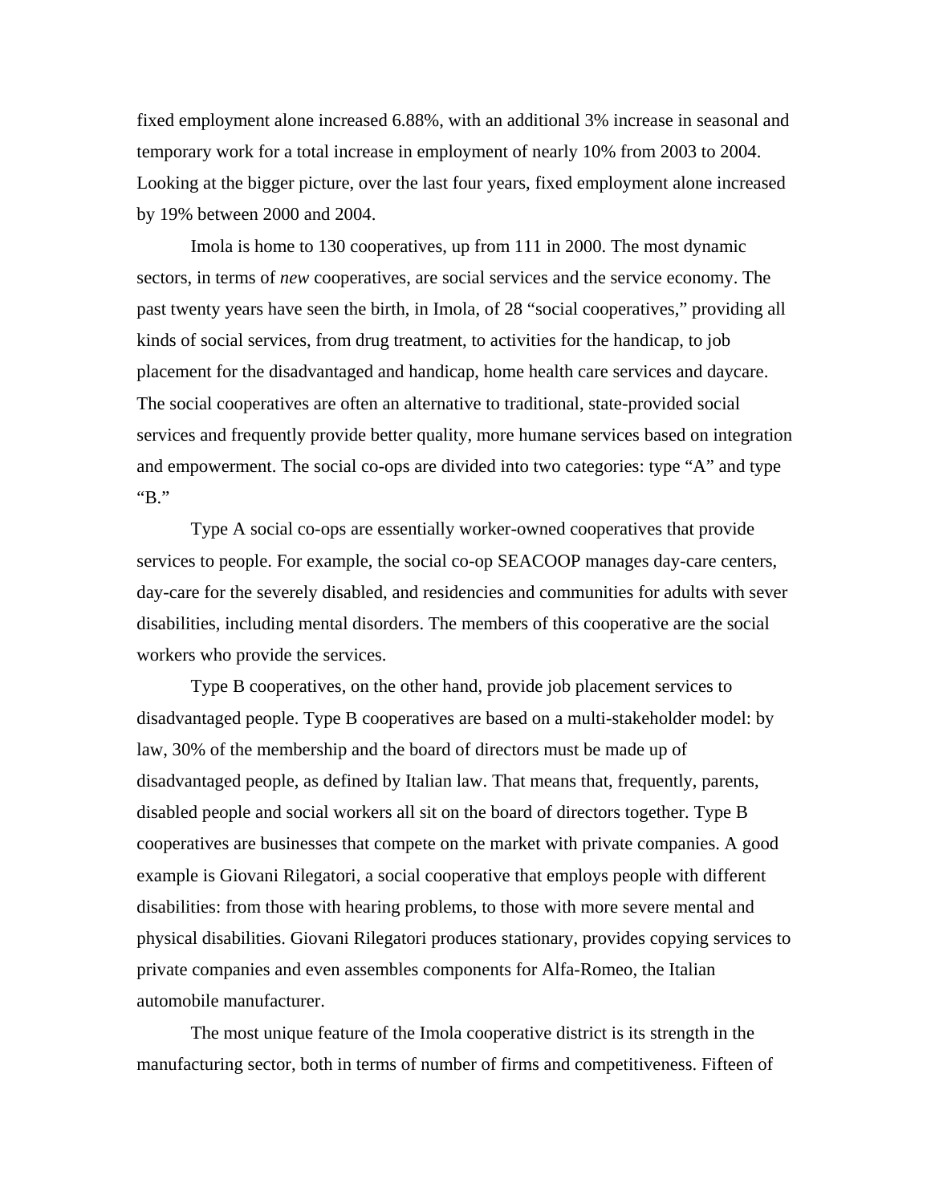fixed employment alone increased 6.88%, with an additional 3% increase in seasonal and temporary work for a total increase in employment of nearly 10% from 2003 to 2004. Looking at the bigger picture, over the last four years, fixed employment alone increased by 19% between 2000 and 2004.

Imola is home to 130 cooperatives, up from 111 in 2000. The most dynamic sectors, in terms of *new* cooperatives, are social services and the service economy. The past twenty years have seen the birth, in Imola, of 28 "social cooperatives," providing all kinds of social services, from drug treatment, to activities for the handicap, to job placement for the disadvantaged and handicap, home health care services and daycare. The social cooperatives are often an alternative to traditional, state-provided social services and frequently provide better quality, more humane services based on integration and empowerment. The social co-ops are divided into two categories: type "A" and type "B."

Type A social co-ops are essentially worker-owned cooperatives that provide services to people. For example, the social co-op SEACOOP manages day-care centers, day-care for the severely disabled, and residencies and communities for adults with sever disabilities, including mental disorders. The members of this cooperative are the social workers who provide the services.

Type B cooperatives, on the other hand, provide job placement services to disadvantaged people. Type B cooperatives are based on a multi-stakeholder model: by law, 30% of the membership and the board of directors must be made up of disadvantaged people, as defined by Italian law. That means that, frequently, parents, disabled people and social workers all sit on the board of directors together. Type B cooperatives are businesses that compete on the market with private companies. A good example is Giovani Rilegatori, a social cooperative that employs people with different disabilities: from those with hearing problems, to those with more severe mental and physical disabilities. Giovani Rilegatori produces stationary, provides copying services to private companies and even assembles components for Alfa-Romeo, the Italian automobile manufacturer.

The most unique feature of the Imola cooperative district is its strength in the manufacturing sector, both in terms of number of firms and competitiveness. Fifteen of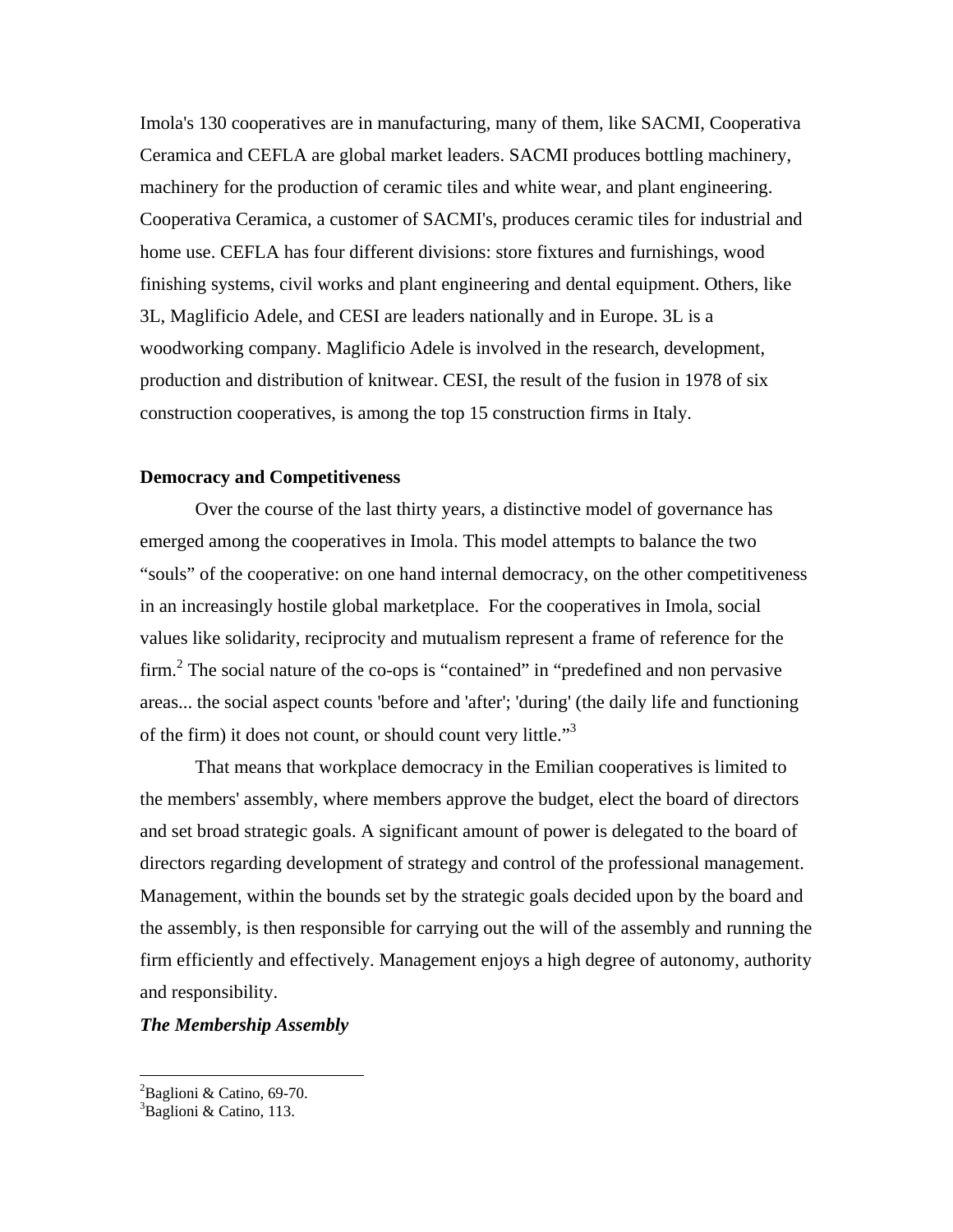Imola's 130 cooperatives are in manufacturing, many of them, like SACMI, Cooperativa Ceramica and CEFLA are global market leaders. SACMI produces bottling machinery, machinery for the production of ceramic tiles and white wear, and plant engineering. Cooperativa Ceramica, a customer of SACMI's, produces ceramic tiles for industrial and home use. CEFLA has four different divisions: store fixtures and furnishings, wood finishing systems, civil works and plant engineering and dental equipment. Others, like 3L, Maglificio Adele, and CESI are leaders nationally and in Europe. 3L is a woodworking company. Maglificio Adele is involved in the research, development, production and distribution of knitwear. CESI, the result of the fusion in 1978 of six construction cooperatives, is among the top 15 construction firms in Italy.

**Democracy and Competitiveness**

Over the course of the last thirty years, a distinctive model of governance has emerged among the cooperatives in Imola. This model attempts to balance the two "souls" of the cooperative: on one hand internal democracy, on the other competitiveness in an increasingly hostile global marketplace. For the cooperatives in Imola, social values like solidarity, reciprocity and mutualism represent a frame of reference for the firm.[2] The social nature of the co-ops is "contained" in "predefined and non pervasive areas... the social aspect counts 'before and 'after'; 'during' (the daily life and functioning of the firm) it does not count, or should count very little."[3]

That means that workplace democracy in the Emilian cooperatives is limited to the members' assembly, where members approve the budget, elect the board of directors and set broad strategic goals. A significant amount of power is delegated to the board of directors regarding development of strategy and control of the professional management. Management, within the bounds set by the strategic goals decided upon by the board and the assembly, is then responsible for carrying out the will of the assembly and running the firm efficiently and effectively. Management enjoys a high degree of autonomy, authority and responsibility.

***The Membership Assembly***

---

[2]Baglioni & Catino, 69-70.
[3]Baglioni & Catino, 113.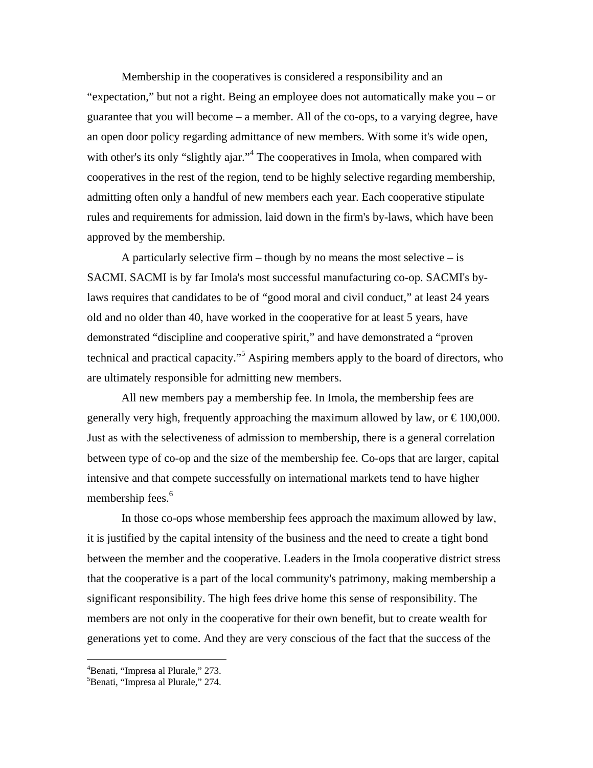Membership in the cooperatives is considered a responsibility and an "expectation," but not a right. Being an employee does not automatically make you – or guarantee that you will become – a member. All of the co-ops, to a varying degree, have an open door policy regarding admittance of new members. With some it's wide open, with other's its only "slightly ajar."[4] The cooperatives in Imola, when compared with cooperatives in the rest of the region, tend to be highly selective regarding membership, admitting often only a handful of new members each year. Each cooperative stipulate rules and requirements for admission, laid down in the firm's by-laws, which have been approved by the membership.

A particularly selective firm – though by no means the most selective – is SACMI. SACMI is by far Imola's most successful manufacturing co-op. SACMI's by-laws requires that candidates to be of "good moral and civil conduct," at least 24 years old and no older than 40, have worked in the cooperative for at least 5 years, have demonstrated "discipline and cooperative spirit," and have demonstrated a "proven technical and practical capacity."[5] Aspiring members apply to the board of directors, who are ultimately responsible for admitting new members.

All new members pay a membership fee. In Imola, the membership fees are generally very high, frequently approaching the maximum allowed by law, or € 100,000. Just as with the selectiveness of admission to membership, there is a general correlation between type of co-op and the size of the membership fee. Co-ops that are larger, capital intensive and that compete successfully on international markets tend to have higher membership fees.[6]

In those co-ops whose membership fees approach the maximum allowed by law, it is justified by the capital intensity of the business and the need to create a tight bond between the member and the cooperative. Leaders in the Imola cooperative district stress that the cooperative is a part of the local community's patrimony, making membership a significant responsibility. The high fees drive home this sense of responsibility. The members are not only in the cooperative for their own benefit, but to create wealth for generations yet to come. And they are very conscious of the fact that the success of the

---

[4]Benati, "Impresa al Plurale," 273.
[5]Benati, "Impresa al Plurale," 274.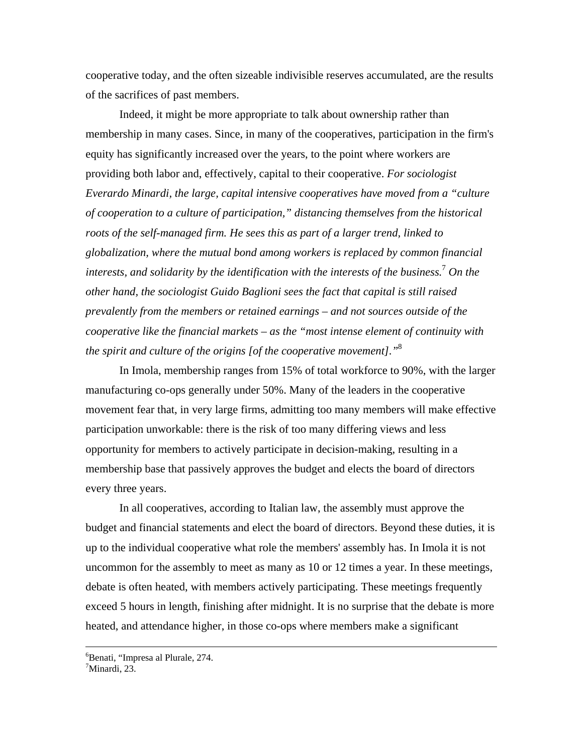cooperative today, and the often sizeable indivisible reserves accumulated, are the results of the sacrifices of past members.

Indeed, it might be more appropriate to talk about ownership rather than membership in many cases. Since, in many of the cooperatives, participation in the firm's equity has significantly increased over the years, to the point where workers are providing both labor and, effectively, capital to their cooperative. *For sociologist Everardo Minardi, the large, capital intensive cooperatives have moved from a "culture of cooperation to a culture of participation," distancing themselves from the historical roots of the self-managed firm. He sees this as part of a larger trend, linked to globalization, where the mutual bond among workers is replaced by common financial interests, and solidarity by the identification with the interests of the business.*[7] *On the other hand, the sociologist Guido Baglioni sees the fact that capital is still raised prevalently from the members or retained earnings – and not sources outside of the cooperative like the financial markets – as the "most intense element of continuity with the spirit and culture of the origins [of the cooperative movement]."*[8]

In Imola, membership ranges from 15% of total workforce to 90%, with the larger manufacturing co-ops generally under 50%. Many of the leaders in the cooperative movement fear that, in very large firms, admitting too many members will make effective participation unworkable: there is the risk of too many differing views and less opportunity for members to actively participate in decision-making, resulting in a membership base that passively approves the budget and elects the board of directors every three years.

In all cooperatives, according to Italian law, the assembly must approve the budget and financial statements and elect the board of directors. Beyond these duties, it is up to the individual cooperative what role the members' assembly has. In Imola it is not uncommon for the assembly to meet as many as 10 or 12 times a year. In these meetings, debate is often heated, with members actively participating. These meetings frequently exceed 5 hours in length, finishing after midnight. It is no surprise that the debate is more heated, and attendance higher, in those co-ops where members make a significant

---

[6]Benati, "Impresa al Plurale, 274.

[7]Minardi, 23.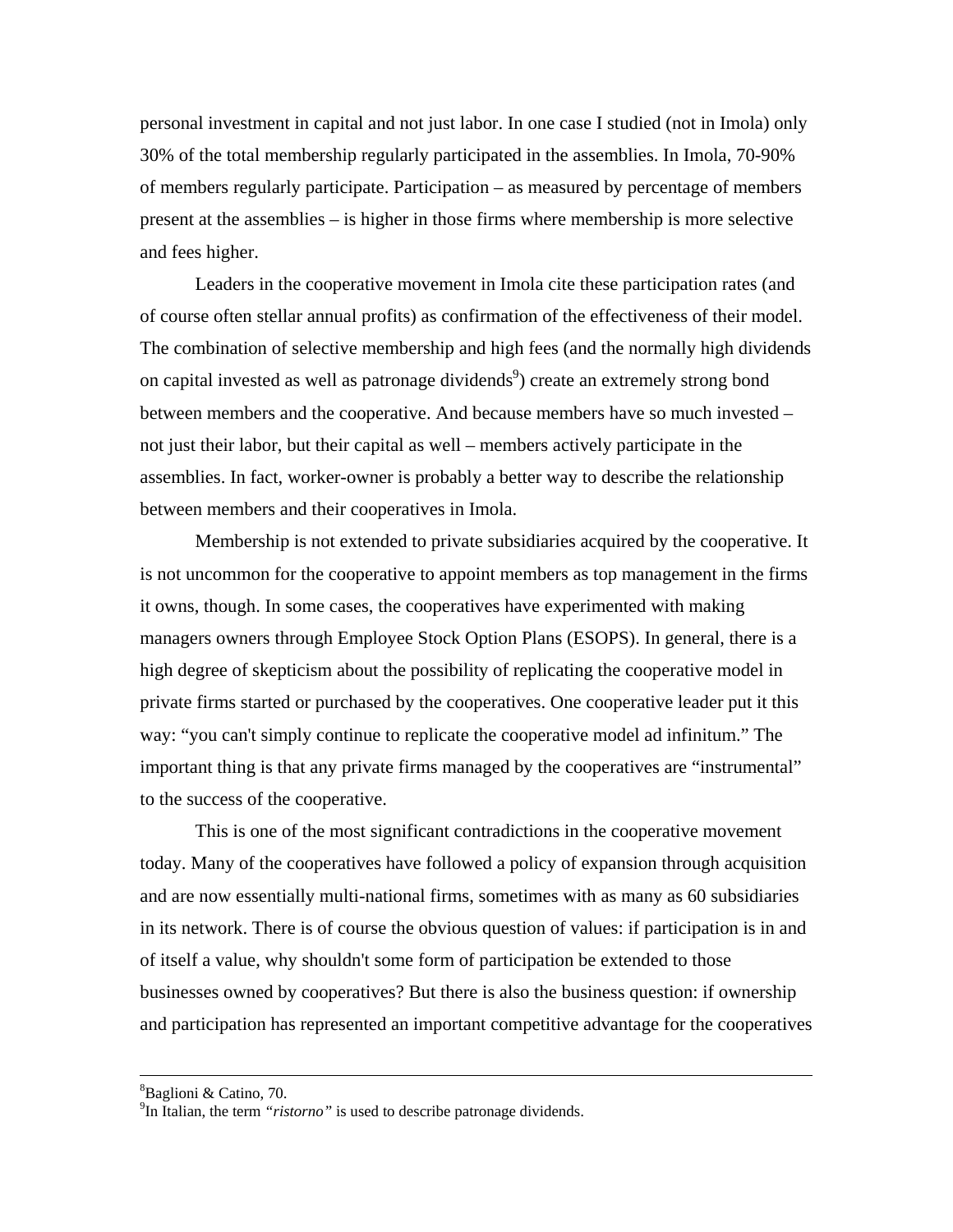personal investment in capital and not just labor. In one case I studied (not in Imola) only 30% of the total membership regularly participated in the assemblies. In Imola, 70-90% of members regularly participate. Participation – as measured by percentage of members present at the assemblies – is higher in those firms where membership is more selective and fees higher.

Leaders in the cooperative movement in Imola cite these participation rates (and of course often stellar annual profits) as confirmation of the effectiveness of their model. The combination of selective membership and high fees (and the normally high dividends on capital invested as well as patronage dividends[9]) create an extremely strong bond between members and the cooperative. And because members have so much invested – not just their labor, but their capital as well – members actively participate in the assemblies. In fact, worker-owner is probably a better way to describe the relationship between members and their cooperatives in Imola.

Membership is not extended to private subsidiaries acquired by the cooperative. It is not uncommon for the cooperative to appoint members as top management in the firms it owns, though. In some cases, the cooperatives have experimented with making managers owners through Employee Stock Option Plans (ESOPS). In general, there is a high degree of skepticism about the possibility of replicating the cooperative model in private firms started or purchased by the cooperatives. One cooperative leader put it this way: "you can't simply continue to replicate the cooperative model ad infinitum." The important thing is that any private firms managed by the cooperatives are "instrumental" to the success of the cooperative.

This is one of the most significant contradictions in the cooperative movement today. Many of the cooperatives have followed a policy of expansion through acquisition and are now essentially multi-national firms, sometimes with as many as 60 subsidiaries in its network. There is of course the obvious question of values: if participation is in and of itself a value, why shouldn't some form of participation be extended to those businesses owned by cooperatives? But there is also the business question: if ownership and participation has represented an important competitive advantage for the cooperatives

---

[8]Baglioni & Catino, 70.

[9]In Italian, the term *"ristorno"* is used to describe patronage dividends.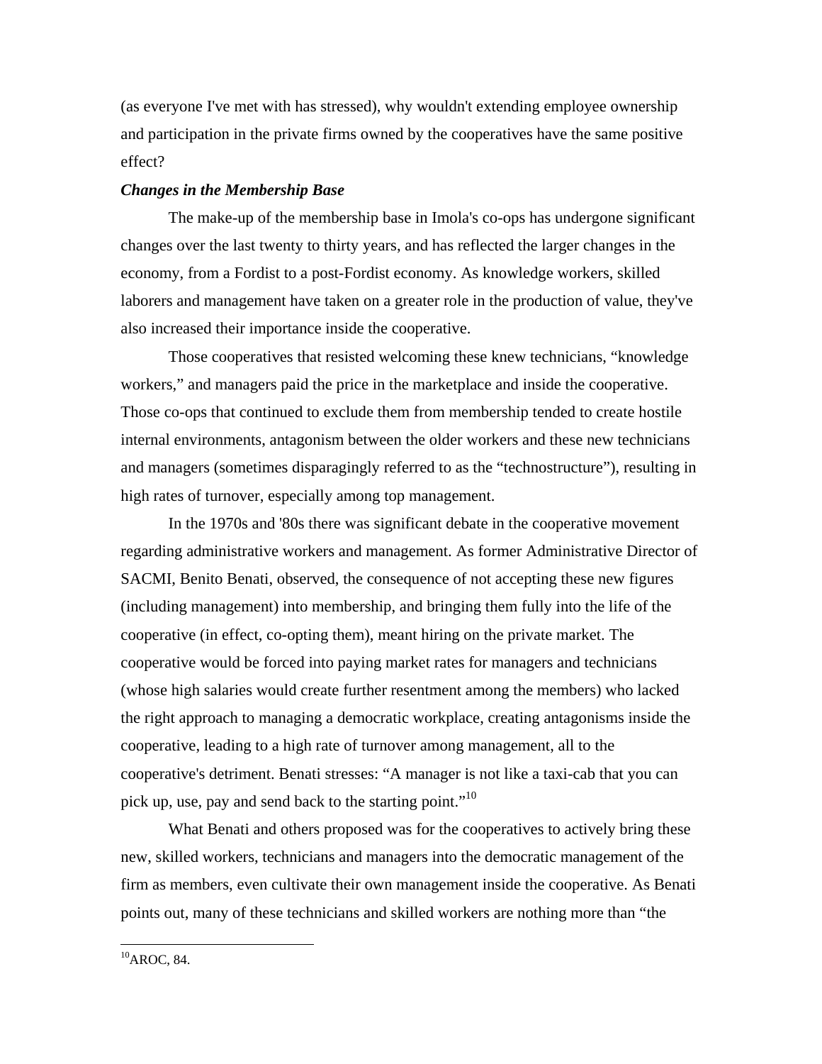(as everyone I've met with has stressed), why wouldn't extending employee ownership and participation in the private firms owned by the cooperatives have the same positive effect?

***Changes in the Membership Base***

The make-up of the membership base in Imola's co-ops has undergone significant changes over the last twenty to thirty years, and has reflected the larger changes in the economy, from a Fordist to a post-Fordist economy. As knowledge workers, skilled laborers and management have taken on a greater role in the production of value, they've also increased their importance inside the cooperative.

Those cooperatives that resisted welcoming these knew technicians, "knowledge workers," and managers paid the price in the marketplace and inside the cooperative. Those co-ops that continued to exclude them from membership tended to create hostile internal environments, antagonism between the older workers and these new technicians and managers (sometimes disparagingly referred to as the "technostructure"), resulting in high rates of turnover, especially among top management.

In the 1970s and '80s there was significant debate in the cooperative movement regarding administrative workers and management. As former Administrative Director of SACMI, Benito Benati, observed, the consequence of not accepting these new figures (including management) into membership, and bringing them fully into the life of the cooperative (in effect, co-opting them), meant hiring on the private market. The cooperative would be forced into paying market rates for managers and technicians (whose high salaries would create further resentment among the members) who lacked the right approach to managing a democratic workplace, creating antagonisms inside the cooperative, leading to a high rate of turnover among management, all to the cooperative's detriment. Benati stresses: "A manager is not like a taxi-cab that you can pick up, use, pay and send back to the starting point."[10]

What Benati and others proposed was for the cooperatives to actively bring these new, skilled workers, technicians and managers into the democratic management of the firm as members, even cultivate their own management inside the cooperative. As Benati points out, many of these technicians and skilled workers are nothing more than "the

[10] AROC, 84.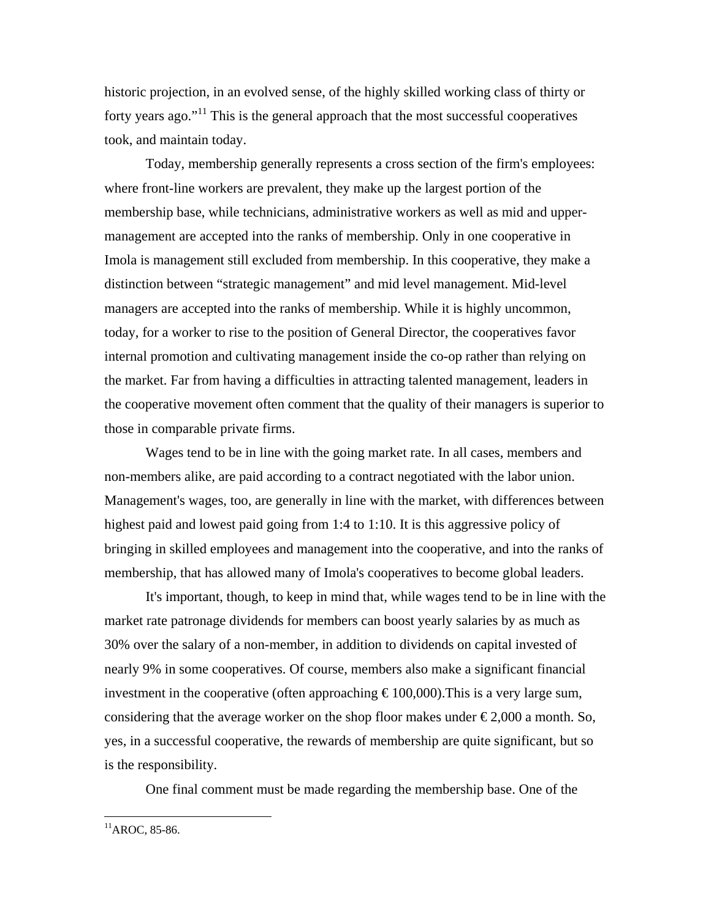historic projection, in an evolved sense, of the highly skilled working class of thirty or forty years ago."[11] This is the general approach that the most successful cooperatives took, and maintain today.

Today, membership generally represents a cross section of the firm's employees: where front-line workers are prevalent, they make up the largest portion of the membership base, while technicians, administrative workers as well as mid and upper-management are accepted into the ranks of membership. Only in one cooperative in Imola is management still excluded from membership. In this cooperative, they make a distinction between "strategic management" and mid level management. Mid-level managers are accepted into the ranks of membership. While it is highly uncommon, today, for a worker to rise to the position of General Director, the cooperatives favor internal promotion and cultivating management inside the co-op rather than relying on the market. Far from having a difficulties in attracting talented management, leaders in the cooperative movement often comment that the quality of their managers is superior to those in comparable private firms.

Wages tend to be in line with the going market rate. In all cases, members and non-members alike, are paid according to a contract negotiated with the labor union. Management's wages, too, are generally in line with the market, with differences between highest paid and lowest paid going from 1:4 to 1:10. It is this aggressive policy of bringing in skilled employees and management into the cooperative, and into the ranks of membership, that has allowed many of Imola's cooperatives to become global leaders.

It's important, though, to keep in mind that, while wages tend to be in line with the market rate patronage dividends for members can boost yearly salaries by as much as 30% over the salary of a non-member, in addition to dividends on capital invested of nearly 9% in some cooperatives. Of course, members also make a significant financial investment in the cooperative (often approaching € 100,000).This is a very large sum, considering that the average worker on the shop floor makes under € 2,000 a month. So, yes, in a successful cooperative, the rewards of membership are quite significant, but so is the responsibility.

One final comment must be made regarding the membership base. One of the

[11] AROC, 85-86.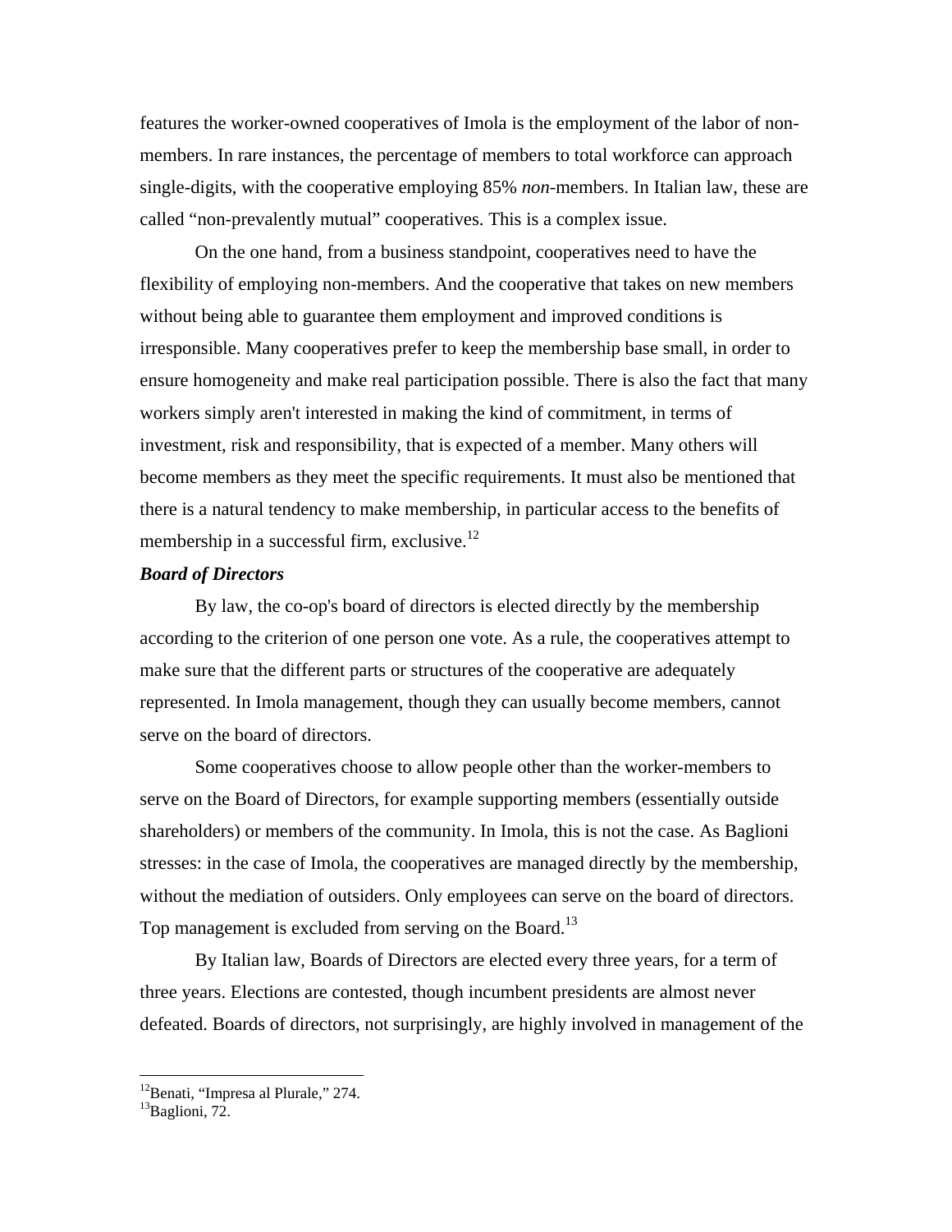features the worker-owned cooperatives of Imola is the employment of the labor of non-members. In rare instances, the percentage of members to total workforce can approach single-digits, with the cooperative employing 85% *non*-members. In Italian law, these are called "non-prevalently mutual" cooperatives. This is a complex issue.

On the one hand, from a business standpoint, cooperatives need to have the flexibility of employing non-members. And the cooperative that takes on new members without being able to guarantee them employment and improved conditions is irresponsible. Many cooperatives prefer to keep the membership base small, in order to ensure homogeneity and make real participation possible. There is also the fact that many workers simply aren't interested in making the kind of commitment, in terms of investment, risk and responsibility, that is expected of a member. Many others will become members as they meet the specific requirements. It must also be mentioned that there is a natural tendency to make membership, in particular access to the benefits of membership in a successful firm, exclusive.[12]

***Board of Directors***

By law, the co-op's board of directors is elected directly by the membership according to the criterion of one person one vote. As a rule, the cooperatives attempt to make sure that the different parts or structures of the cooperative are adequately represented. In Imola management, though they can usually become members, cannot serve on the board of directors.

Some cooperatives choose to allow people other than the worker-members to serve on the Board of Directors, for example supporting members (essentially outside shareholders) or members of the community. In Imola, this is not the case. As Baglioni stresses: in the case of Imola, the cooperatives are managed directly by the membership, without the mediation of outsiders. Only employees can serve on the board of directors. Top management is excluded from serving on the Board.[13]

By Italian law, Boards of Directors are elected every three years, for a term of three years. Elections are contested, though incumbent presidents are almost never defeated. Boards of directors, not surprisingly, are highly involved in management of the

---

[12] Benati, "Impresa al Plurale," 274.
[13] Baglioni, 72.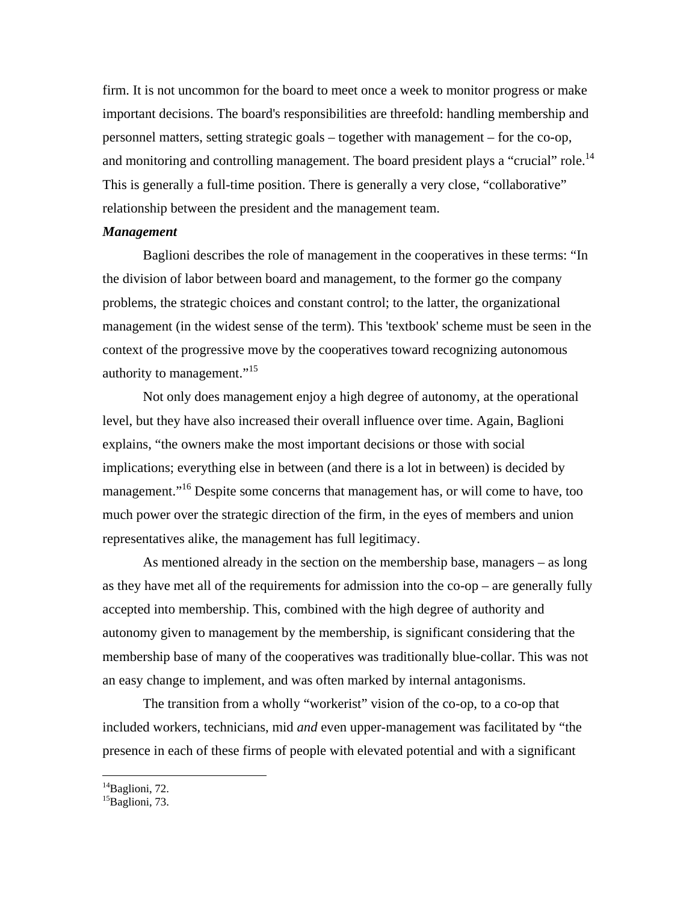firm. It is not uncommon for the board to meet once a week to monitor progress or make important decisions. The board's responsibilities are threefold: handling membership and personnel matters, setting strategic goals – together with management – for the co-op, and monitoring and controlling management. The board president plays a "crucial" role.[14] This is generally a full-time position. There is generally a very close, "collaborative" relationship between the president and the management team.

***Management***

Baglioni describes the role of management in the cooperatives in these terms: "In the division of labor between board and management, to the former go the company problems, the strategic choices and constant control; to the latter, the organizational management (in the widest sense of the term). This 'textbook' scheme must be seen in the context of the progressive move by the cooperatives toward recognizing autonomous authority to management."[15]

Not only does management enjoy a high degree of autonomy, at the operational level, but they have also increased their overall influence over time. Again, Baglioni explains, "the owners make the most important decisions or those with social implications; everything else in between (and there is a lot in between) is decided by management."[16] Despite some concerns that management has, or will come to have, too much power over the strategic direction of the firm, in the eyes of members and union representatives alike, the management has full legitimacy.

As mentioned already in the section on the membership base, managers – as long as they have met all of the requirements for admission into the co-op – are generally fully accepted into membership. This, combined with the high degree of authority and autonomy given to management by the membership, is significant considering that the membership base of many of the cooperatives was traditionally blue-collar. This was not an easy change to implement, and was often marked by internal antagonisms.

The transition from a wholly "workerist" vision of the co-op, to a co-op that included workers, technicians, mid *and* even upper-management was facilitated by "the presence in each of these firms of people with elevated potential and with a significant

---

[14]Baglioni, 72.
[15]Baglioni, 73.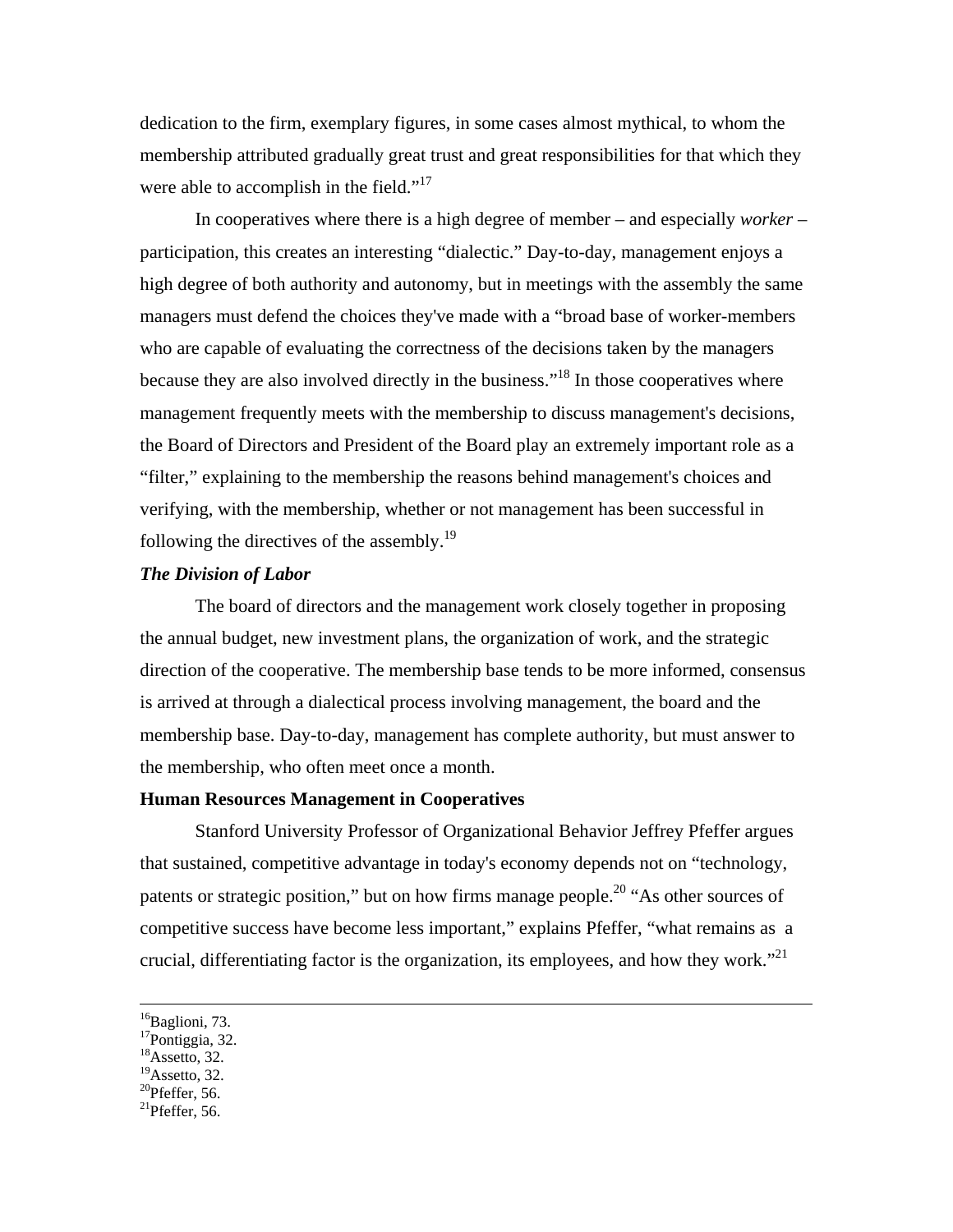dedication to the firm, exemplary figures, in some cases almost mythical, to whom the membership attributed gradually great trust and great responsibilities for that which they were able to accomplish in the field."[17]

In cooperatives where there is a high degree of member – and especially *worker* – participation, this creates an interesting "dialectic." Day-to-day, management enjoys a high degree of both authority and autonomy, but in meetings with the assembly the same managers must defend the choices they've made with a "broad base of worker-members who are capable of evaluating the correctness of the decisions taken by the managers because they are also involved directly in the business."[18] In those cooperatives where management frequently meets with the membership to discuss management's decisions, the Board of Directors and President of the Board play an extremely important role as a "filter," explaining to the membership the reasons behind management's choices and verifying, with the membership, whether or not management has been successful in following the directives of the assembly.[19]

***The Division of Labor***

The board of directors and the management work closely together in proposing the annual budget, new investment plans, the organization of work, and the strategic direction of the cooperative. The membership base tends to be more informed, consensus is arrived at through a dialectical process involving management, the board and the membership base. Day-to-day, management has complete authority, but must answer to the membership, who often meet once a month.

**Human Resources Management in Cooperatives**

Stanford University Professor of Organizational Behavior Jeffrey Pfeffer argues that sustained, competitive advantage in today's economy depends not on "technology, patents or strategic position," but on how firms manage people.[20] "As other sources of competitive success have become less important," explains Pfeffer, "what remains as a crucial, differentiating factor is the organization, its employees, and how they work."[21]

---

[16] Baglioni, 73.
[17] Pontiggia, 32.
[18] Assetto, 32.
[19] Assetto, 32.
[20] Pfeffer, 56.
[21] Pfeffer, 56.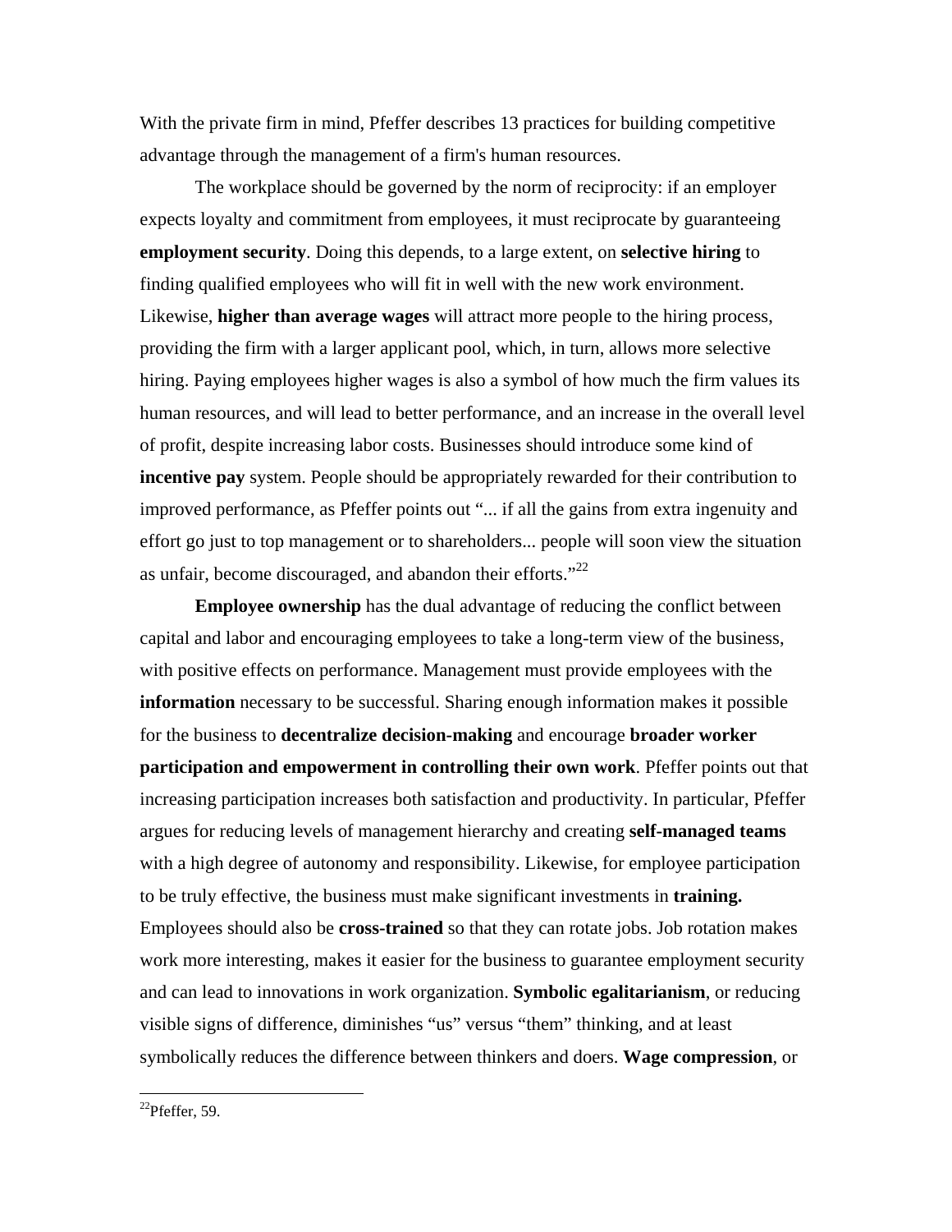With the private firm in mind, Pfeffer describes 13 practices for building competitive advantage through the management of a firm's human resources.

The workplace should be governed by the norm of reciprocity: if an employer expects loyalty and commitment from employees, it must reciprocate by guaranteeing **employment security**. Doing this depends, to a large extent, on **selective hiring** to finding qualified employees who will fit in well with the new work environment. Likewise, **higher than average wages** will attract more people to the hiring process, providing the firm with a larger applicant pool, which, in turn, allows more selective hiring. Paying employees higher wages is also a symbol of how much the firm values its human resources, and will lead to better performance, and an increase in the overall level of profit, despite increasing labor costs. Businesses should introduce some kind of **incentive pay** system. People should be appropriately rewarded for their contribution to improved performance, as Pfeffer points out "... if all the gains from extra ingenuity and effort go just to top management or to shareholders... people will soon view the situation as unfair, become discouraged, and abandon their efforts."[22]

**Employee ownership** has the dual advantage of reducing the conflict between capital and labor and encouraging employees to take a long-term view of the business, with positive effects on performance. Management must provide employees with the **information** necessary to be successful. Sharing enough information makes it possible for the business to **decentralize decision-making** and encourage **broader worker participation and empowerment in controlling their own work**. Pfeffer points out that increasing participation increases both satisfaction and productivity. In particular, Pfeffer argues for reducing levels of management hierarchy and creating **self-managed teams** with a high degree of autonomy and responsibility. Likewise, for employee participation to be truly effective, the business must make significant investments in **training.** Employees should also be **cross-trained** so that they can rotate jobs. Job rotation makes work more interesting, makes it easier for the business to guarantee employment security and can lead to innovations in work organization. **Symbolic egalitarianism**, or reducing visible signs of difference, diminishes "us" versus "them" thinking, and at least symbolically reduces the difference between thinkers and doers. **Wage compression**, or

[22] Pfeffer, 59.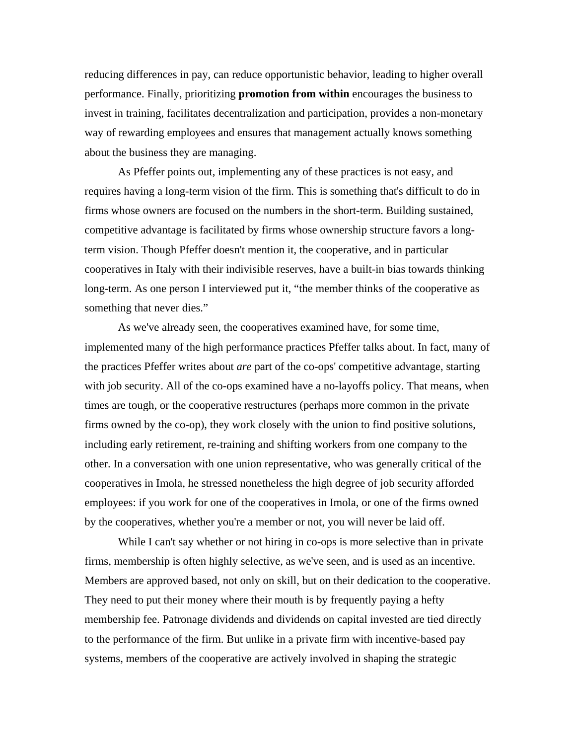reducing differences in pay, can reduce opportunistic behavior, leading to higher overall performance. Finally, prioritizing **promotion from within** encourages the business to invest in training, facilitates decentralization and participation, provides a non-monetary way of rewarding employees and ensures that management actually knows something about the business they are managing.

As Pfeffer points out, implementing any of these practices is not easy, and requires having a long-term vision of the firm. This is something that's difficult to do in firms whose owners are focused on the numbers in the short-term. Building sustained, competitive advantage is facilitated by firms whose ownership structure favors a long-term vision. Though Pfeffer doesn't mention it, the cooperative, and in particular cooperatives in Italy with their indivisible reserves, have a built-in bias towards thinking long-term. As one person I interviewed put it, “the member thinks of the cooperative as something that never dies.”

As we've already seen, the cooperatives examined have, for some time, implemented many of the high performance practices Pfeffer talks about. In fact, many of the practices Pfeffer writes about *are* part of the co-ops' competitive advantage, starting with job security. All of the co-ops examined have a no-layoffs policy. That means, when times are tough, or the cooperative restructures (perhaps more common in the private firms owned by the co-op), they work closely with the union to find positive solutions, including early retirement, re-training and shifting workers from one company to the other. In a conversation with one union representative, who was generally critical of the cooperatives in Imola, he stressed nonetheless the high degree of job security afforded employees: if you work for one of the cooperatives in Imola, or one of the firms owned by the cooperatives, whether you're a member or not, you will never be laid off.

While I can't say whether or not hiring in co-ops is more selective than in private firms, membership is often highly selective, as we've seen, and is used as an incentive. Members are approved based, not only on skill, but on their dedication to the cooperative. They need to put their money where their mouth is by frequently paying a hefty membership fee. Patronage dividends and dividends on capital invested are tied directly to the performance of the firm. But unlike in a private firm with incentive-based pay systems, members of the cooperative are actively involved in shaping the strategic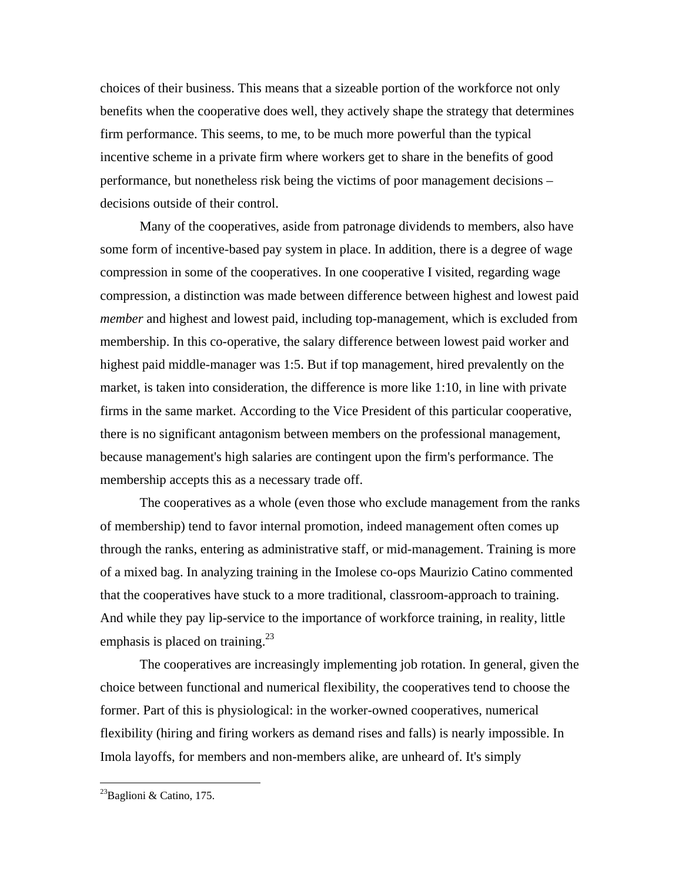choices of their business. This means that a sizeable portion of the workforce not only benefits when the cooperative does well, they actively shape the strategy that determines firm performance. This seems, to me, to be much more powerful than the typical incentive scheme in a private firm where workers get to share in the benefits of good performance, but nonetheless risk being the victims of poor management decisions – decisions outside of their control.

Many of the cooperatives, aside from patronage dividends to members, also have some form of incentive-based pay system in place. In addition, there is a degree of wage compression in some of the cooperatives. In one cooperative I visited, regarding wage compression, a distinction was made between difference between highest and lowest paid *member* and highest and lowest paid, including top-management, which is excluded from membership. In this co-operative, the salary difference between lowest paid worker and highest paid middle-manager was 1:5. But if top management, hired prevalently on the market, is taken into consideration, the difference is more like 1:10, in line with private firms in the same market. According to the Vice President of this particular cooperative, there is no significant antagonism between members on the professional management, because management's high salaries are contingent upon the firm's performance. The membership accepts this as a necessary trade off.

The cooperatives as a whole (even those who exclude management from the ranks of membership) tend to favor internal promotion, indeed management often comes up through the ranks, entering as administrative staff, or mid-management. Training is more of a mixed bag. In analyzing training in the Imolese co-ops Maurizio Catino commented that the cooperatives have stuck to a more traditional, classroom-approach to training. And while they pay lip-service to the importance of workforce training, in reality, little emphasis is placed on training.[23]

The cooperatives are increasingly implementing job rotation. In general, given the choice between functional and numerical flexibility, the cooperatives tend to choose the former. Part of this is physiological: in the worker-owned cooperatives, numerical flexibility (hiring and firing workers as demand rises and falls) is nearly impossible. In Imola layoffs, for members and non-members alike, are unheard of. It's simply

[23]Baglioni & Catino, 175.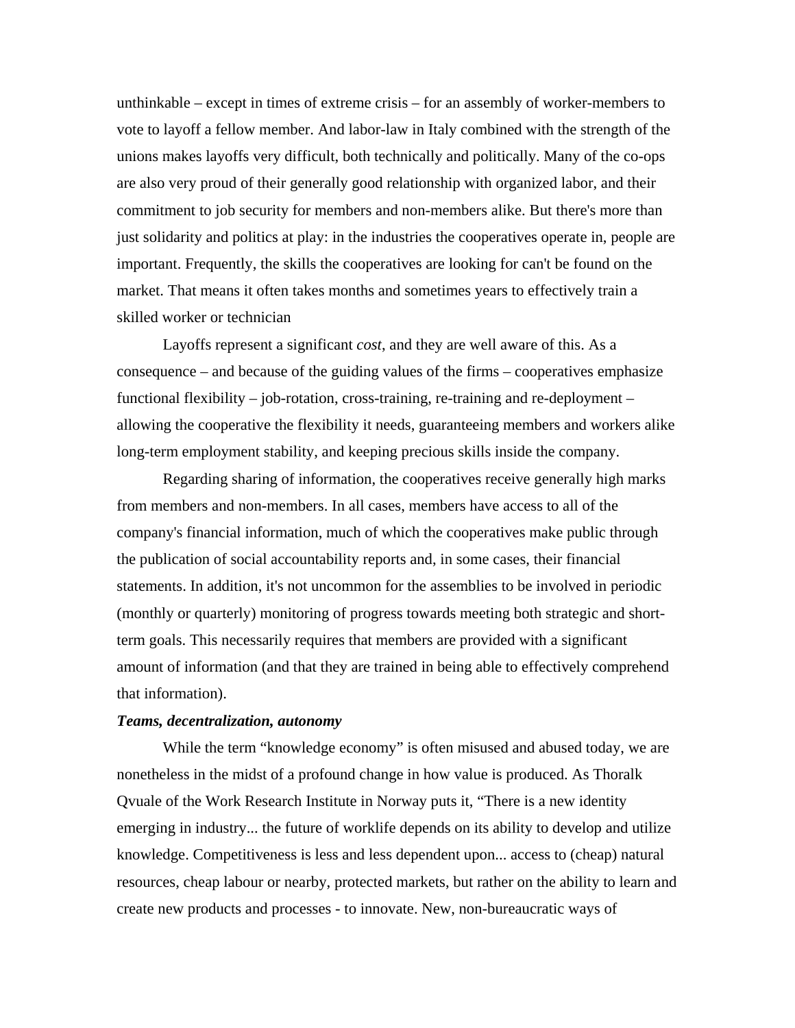unthinkable – except in times of extreme crisis – for an assembly of worker-members to vote to layoff a fellow member. And labor-law in Italy combined with the strength of the unions makes layoffs very difficult, both technically and politically. Many of the co-ops are also very proud of their generally good relationship with organized labor, and their commitment to job security for members and non-members alike. But there's more than just solidarity and politics at play: in the industries the cooperatives operate in, people are important. Frequently, the skills the cooperatives are looking for can't be found on the market. That means it often takes months and sometimes years to effectively train a skilled worker or technician

Layoffs represent a significant *cost*, and they are well aware of this. As a consequence – and because of the guiding values of the firms – cooperatives emphasize functional flexibility – job-rotation, cross-training, re-training and re-deployment – allowing the cooperative the flexibility it needs, guaranteeing members and workers alike long-term employment stability, and keeping precious skills inside the company.

Regarding sharing of information, the cooperatives receive generally high marks from members and non-members. In all cases, members have access to all of the company's financial information, much of which the cooperatives make public through the publication of social accountability reports and, in some cases, their financial statements. In addition, it's not uncommon for the assemblies to be involved in periodic (monthly or quarterly) monitoring of progress towards meeting both strategic and short-term goals. This necessarily requires that members are provided with a significant amount of information (and that they are trained in being able to effectively comprehend that information).

***Teams, decentralization, autonomy***

While the term "knowledge economy" is often misused and abused today, we are nonetheless in the midst of a profound change in how value is produced. As Thoralk Qvuale of the Work Research Institute in Norway puts it, "There is a new identity emerging in industry... the future of worklife depends on its ability to develop and utilize knowledge. Competitiveness is less and less dependent upon... access to (cheap) natural resources, cheap labour or nearby, protected markets, but rather on the ability to learn and create new products and processes - to innovate. New, non-bureaucratic ways of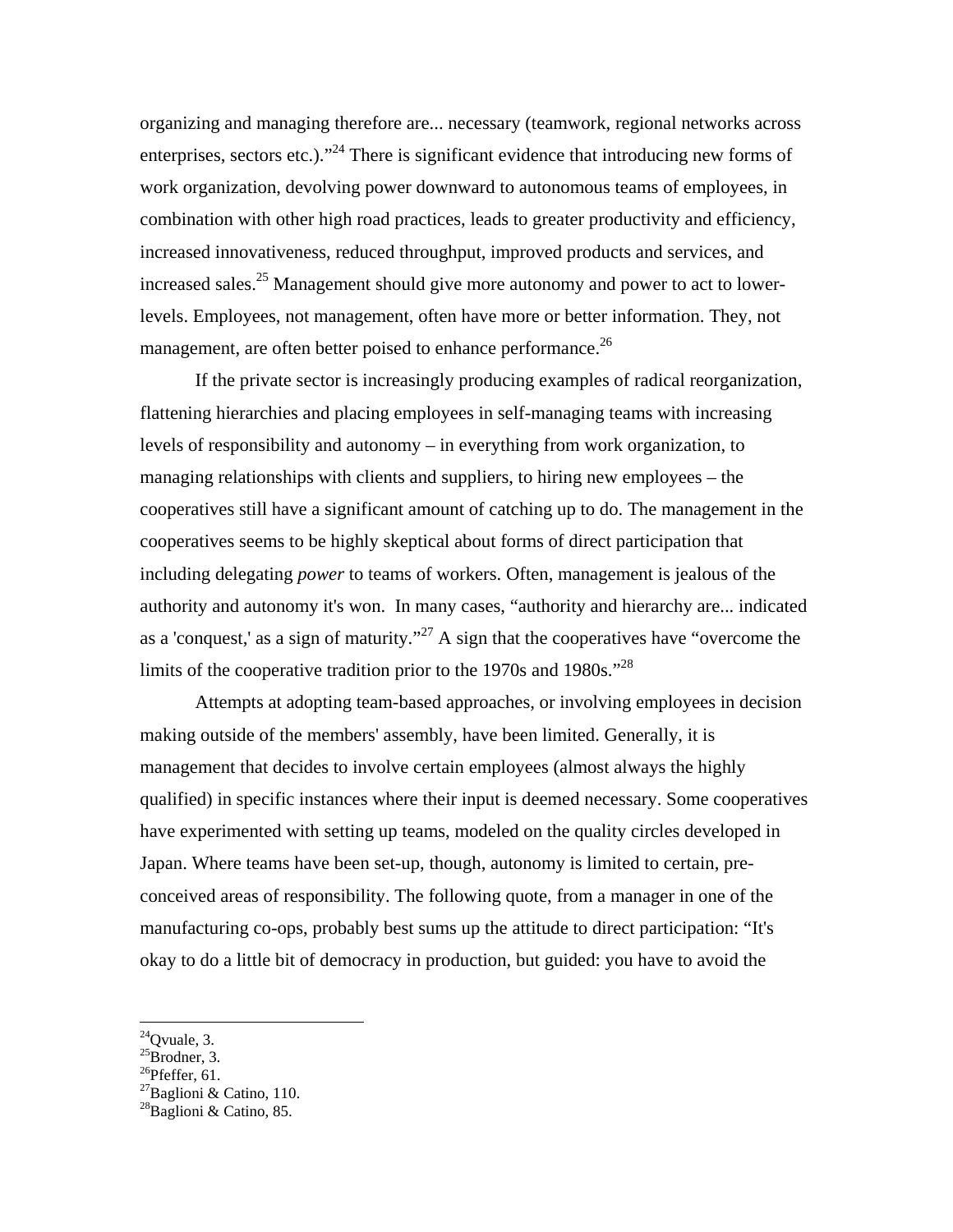organizing and managing therefore are... necessary (teamwork, regional networks across enterprises, sectors etc.)."[24] There is significant evidence that introducing new forms of work organization, devolving power downward to autonomous teams of employees, in combination with other high road practices, leads to greater productivity and efficiency, increased innovativeness, reduced throughput, improved products and services, and increased sales.[25] Management should give more autonomy and power to act to lower-levels. Employees, not management, often have more or better information. They, not management, are often better poised to enhance performance.[26]

If the private sector is increasingly producing examples of radical reorganization, flattening hierarchies and placing employees in self-managing teams with increasing levels of responsibility and autonomy – in everything from work organization, to managing relationships with clients and suppliers, to hiring new employees – the cooperatives still have a significant amount of catching up to do. The management in the cooperatives seems to be highly skeptical about forms of direct participation that including delegating *power* to teams of workers. Often, management is jealous of the authority and autonomy it's won. In many cases, "authority and hierarchy are... indicated as a 'conquest,' as a sign of maturity."[27] A sign that the cooperatives have "overcome the limits of the cooperative tradition prior to the 1970s and 1980s."[28]

Attempts at adopting team-based approaches, or involving employees in decision making outside of the members' assembly, have been limited. Generally, it is management that decides to involve certain employees (almost always the highly qualified) in specific instances where their input is deemed necessary. Some cooperatives have experimented with setting up teams, modeled on the quality circles developed in Japan. Where teams have been set-up, though, autonomy is limited to certain, pre-conceived areas of responsibility. The following quote, from a manager in one of the manufacturing co-ops, probably best sums up the attitude to direct participation: "It's okay to do a little bit of democracy in production, but guided: you have to avoid the

[24] Qvuale, 3.
[25] Brodner, 3.
[26] Pfeffer, 61.
[27] Baglioni & Catino, 110.
[28] Baglioni & Catino, 85.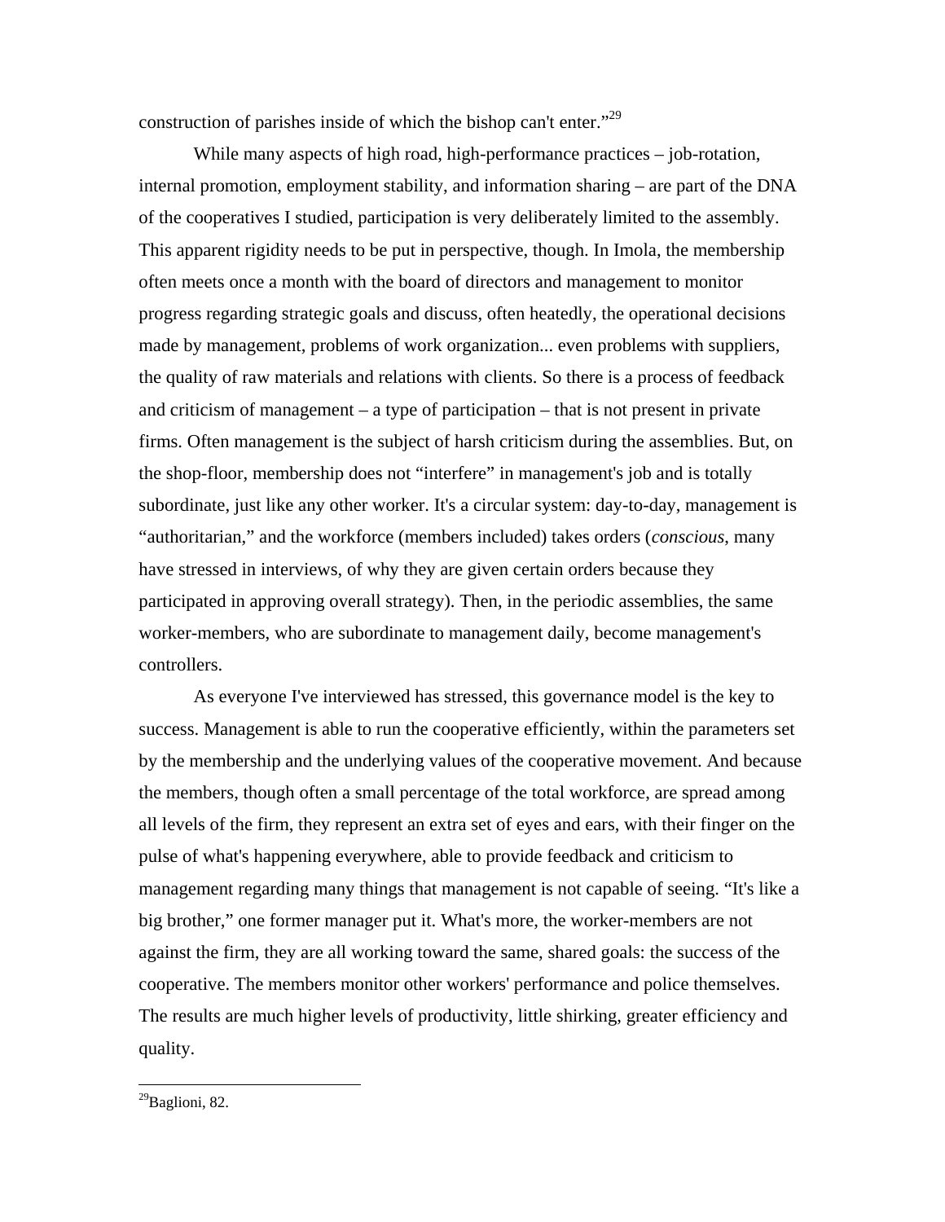construction of parishes inside of which the bishop can't enter."[29]

While many aspects of high road, high-performance practices – job-rotation, internal promotion, employment stability, and information sharing – are part of the DNA of the cooperatives I studied, participation is very deliberately limited to the assembly. This apparent rigidity needs to be put in perspective, though. In Imola, the membership often meets once a month with the board of directors and management to monitor progress regarding strategic goals and discuss, often heatedly, the operational decisions made by management, problems of work organization... even problems with suppliers, the quality of raw materials and relations with clients. So there is a process of feedback and criticism of management – a type of participation – that is not present in private firms. Often management is the subject of harsh criticism during the assemblies. But, on the shop-floor, membership does not "interfere" in management's job and is totally subordinate, just like any other worker. It's a circular system: day-to-day, management is "authoritarian," and the workforce (members included) takes orders (*conscious*, many have stressed in interviews, of why they are given certain orders because they participated in approving overall strategy). Then, in the periodic assemblies, the same worker-members, who are subordinate to management daily, become management's controllers.

As everyone I've interviewed has stressed, this governance model is the key to success. Management is able to run the cooperative efficiently, within the parameters set by the membership and the underlying values of the cooperative movement. And because the members, though often a small percentage of the total workforce, are spread among all levels of the firm, they represent an extra set of eyes and ears, with their finger on the pulse of what's happening everywhere, able to provide feedback and criticism to management regarding many things that management is not capable of seeing. "It's like a big brother," one former manager put it. What's more, the worker-members are not against the firm, they are all working toward the same, shared goals: the success of the cooperative. The members monitor other workers' performance and police themselves. The results are much higher levels of productivity, little shirking, greater efficiency and quality.

---

[29] Baglioni, 82.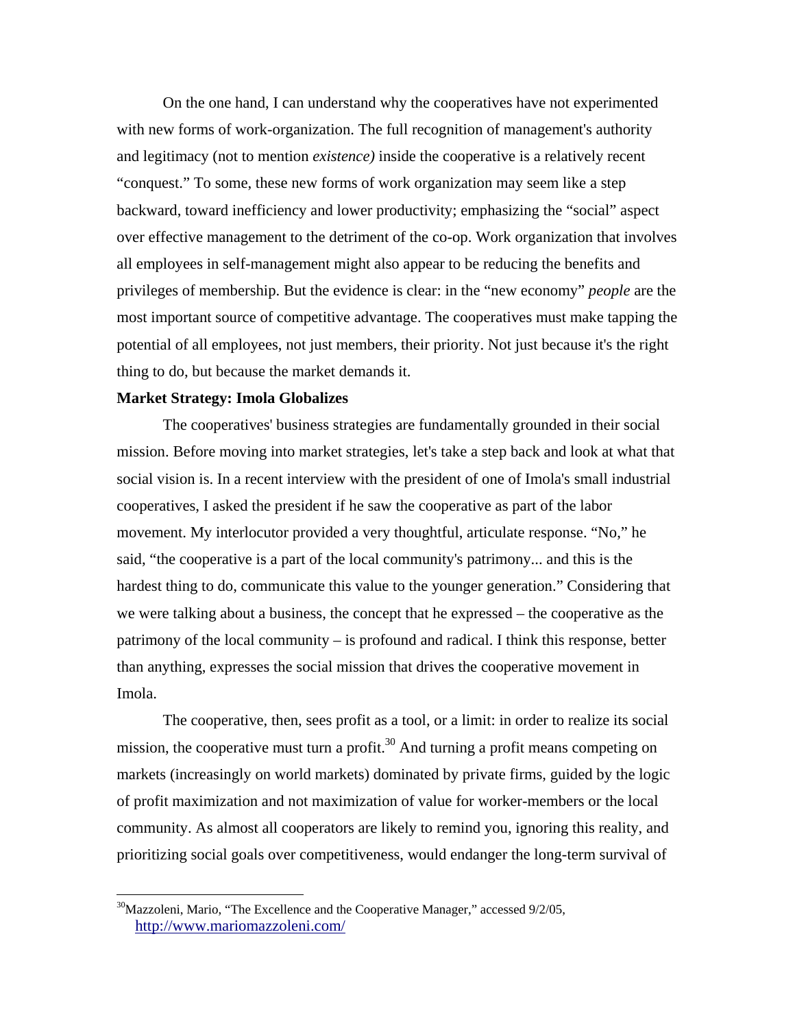On the one hand, I can understand why the cooperatives have not experimented with new forms of work-organization. The full recognition of management's authority and legitimacy (not to mention *existence)* inside the cooperative is a relatively recent "conquest." To some, these new forms of work organization may seem like a step backward, toward inefficiency and lower productivity; emphasizing the "social" aspect over effective management to the detriment of the co-op. Work organization that involves all employees in self-management might also appear to be reducing the benefits and privileges of membership. But the evidence is clear: in the "new economy" *people* are the most important source of competitive advantage. The cooperatives must make tapping the potential of all employees, not just members, their priority. Not just because it's the right thing to do, but because the market demands it.

**Market Strategy: Imola Globalizes**

The cooperatives' business strategies are fundamentally grounded in their social mission. Before moving into market strategies, let's take a step back and look at what that social vision is. In a recent interview with the president of one of Imola's small industrial cooperatives, I asked the president if he saw the cooperative as part of the labor movement. My interlocutor provided a very thoughtful, articulate response. "No," he said, "the cooperative is a part of the local community's patrimony... and this is the hardest thing to do, communicate this value to the younger generation." Considering that we were talking about a business, the concept that he expressed – the cooperative as the patrimony of the local community – is profound and radical. I think this response, better than anything, expresses the social mission that drives the cooperative movement in Imola.

The cooperative, then, sees profit as a tool, or a limit: in order to realize its social mission, the cooperative must turn a profit.[30] And turning a profit means competing on markets (increasingly on world markets) dominated by private firms, guided by the logic of profit maximization and not maximization of value for worker-members or the local community. As almost all cooperators are likely to remind you, ignoring this reality, and prioritizing social goals over competitiveness, would endanger the long-term survival of

[30] Mazzoleni, Mario, "The Excellence and the Cooperative Manager," accessed 9/2/05, http://www.mariomazzoleni.com/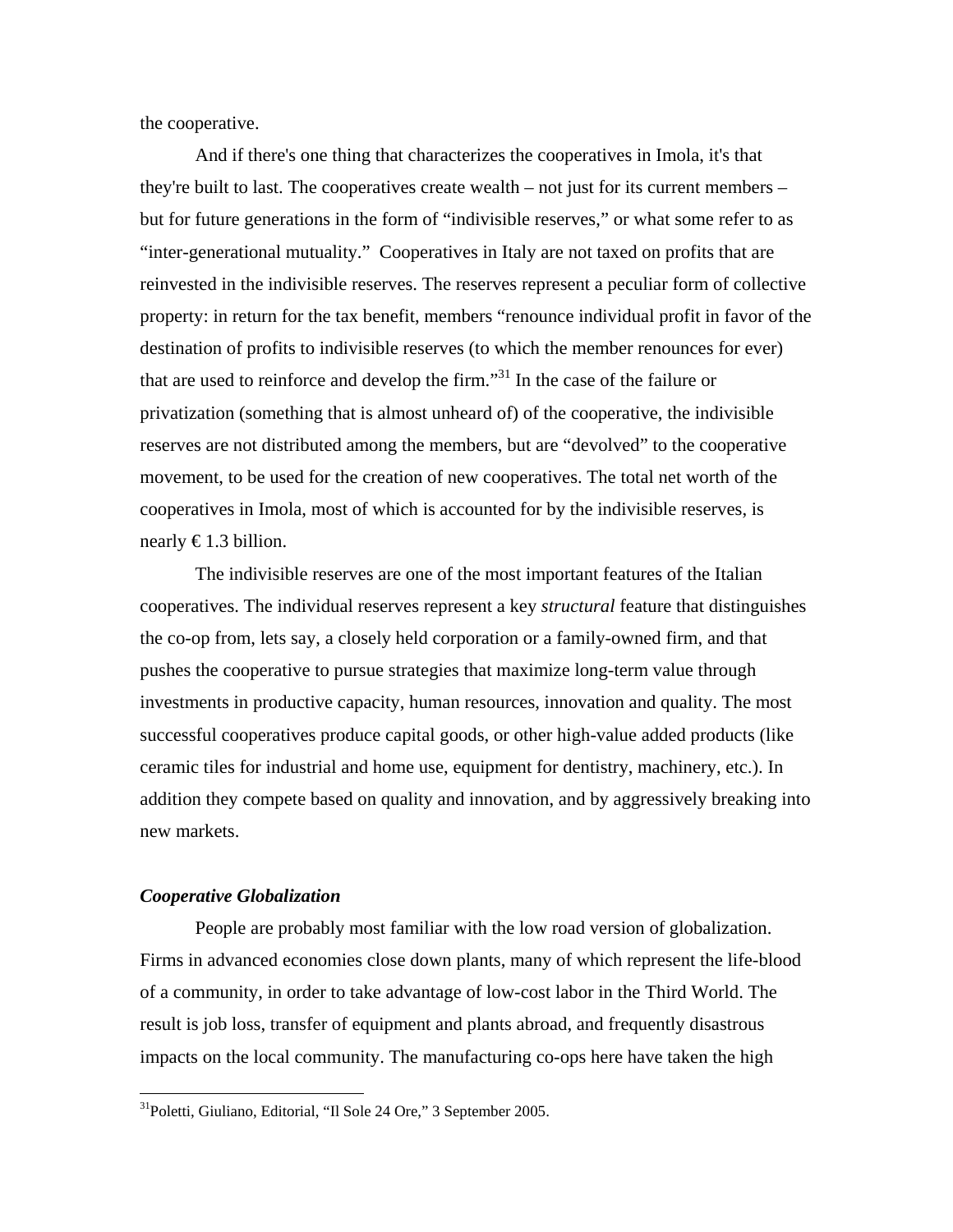the cooperative.

And if there's one thing that characterizes the cooperatives in Imola, it's that they're built to last. The cooperatives create wealth – not just for its current members – but for future generations in the form of "indivisible reserves," or what some refer to as "inter-generational mutuality." Cooperatives in Italy are not taxed on profits that are reinvested in the indivisible reserves. The reserves represent a peculiar form of collective property: in return for the tax benefit, members "renounce individual profit in favor of the destination of profits to indivisible reserves (to which the member renounces for ever) that are used to reinforce and develop the firm."[31] In the case of the failure or privatization (something that is almost unheard of) of the cooperative, the indivisible reserves are not distributed among the members, but are "devolved" to the cooperative movement, to be used for the creation of new cooperatives. The total net worth of the cooperatives in Imola, most of which is accounted for by the indivisible reserves, is nearly € 1.3 billion.

The indivisible reserves are one of the most important features of the Italian cooperatives. The individual reserves represent a key *structural* feature that distinguishes the co-op from, lets say, a closely held corporation or a family-owned firm, and that pushes the cooperative to pursue strategies that maximize long-term value through investments in productive capacity, human resources, innovation and quality. The most successful cooperatives produce capital goods, or other high-value added products (like ceramic tiles for industrial and home use, equipment for dentistry, machinery, etc.). In addition they compete based on quality and innovation, and by aggressively breaking into new markets.

### *Cooperative Globalization*

People are probably most familiar with the low road version of globalization. Firms in advanced economies close down plants, many of which represent the life-blood of a community, in order to take advantage of low-cost labor in the Third World. The result is job loss, transfer of equipment and plants abroad, and frequently disastrous impacts on the local community. The manufacturing co-ops here have taken the high

[31] Poletti, Giuliano, Editorial, "Il Sole 24 Ore," 3 September 2005.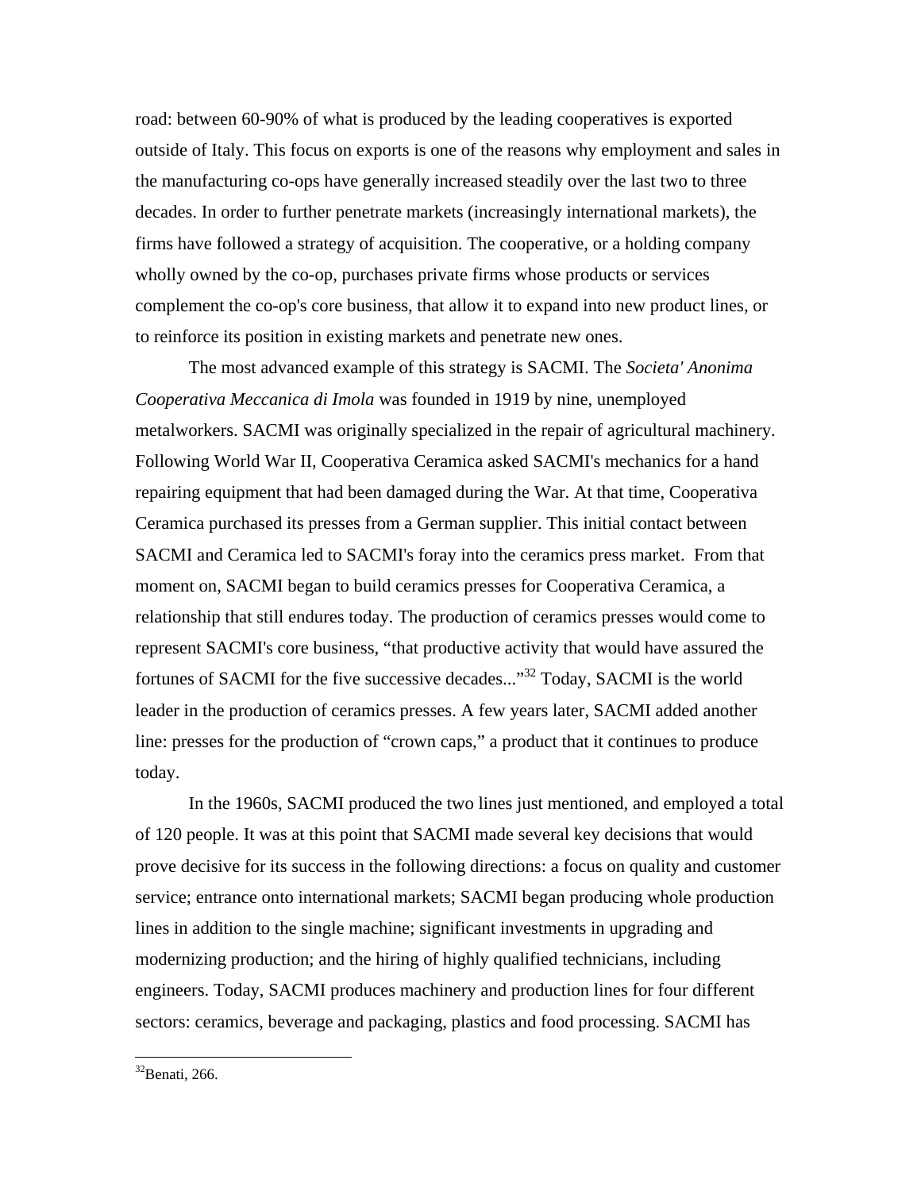road: between 60-90% of what is produced by the leading cooperatives is exported outside of Italy. This focus on exports is one of the reasons why employment and sales in the manufacturing co-ops have generally increased steadily over the last two to three decades. In order to further penetrate markets (increasingly international markets), the firms have followed a strategy of acquisition. The cooperative, or a holding company wholly owned by the co-op, purchases private firms whose products or services complement the co-op's core business, that allow it to expand into new product lines, or to reinforce its position in existing markets and penetrate new ones.

The most advanced example of this strategy is SACMI. The *Societa' Anonima Cooperativa Meccanica di Imola* was founded in 1919 by nine, unemployed metalworkers. SACMI was originally specialized in the repair of agricultural machinery. Following World War II, Cooperativa Ceramica asked SACMI's mechanics for a hand repairing equipment that had been damaged during the War. At that time, Cooperativa Ceramica purchased its presses from a German supplier. This initial contact between SACMI and Ceramica led to SACMI's foray into the ceramics press market. From that moment on, SACMI began to build ceramics presses for Cooperativa Ceramica, a relationship that still endures today. The production of ceramics presses would come to represent SACMI's core business, "that productive activity that would have assured the fortunes of SACMI for the five successive decades..."[32] Today, SACMI is the world leader in the production of ceramics presses. A few years later, SACMI added another line: presses for the production of "crown caps," a product that it continues to produce today.

In the 1960s, SACMI produced the two lines just mentioned, and employed a total of 120 people. It was at this point that SACMI made several key decisions that would prove decisive for its success in the following directions: a focus on quality and customer service; entrance onto international markets; SACMI began producing whole production lines in addition to the single machine; significant investments in upgrading and modernizing production; and the hiring of highly qualified technicians, including engineers. Today, SACMI produces machinery and production lines for four different sectors: ceramics, beverage and packaging, plastics and food processing. SACMI has

[32]Benati, 266.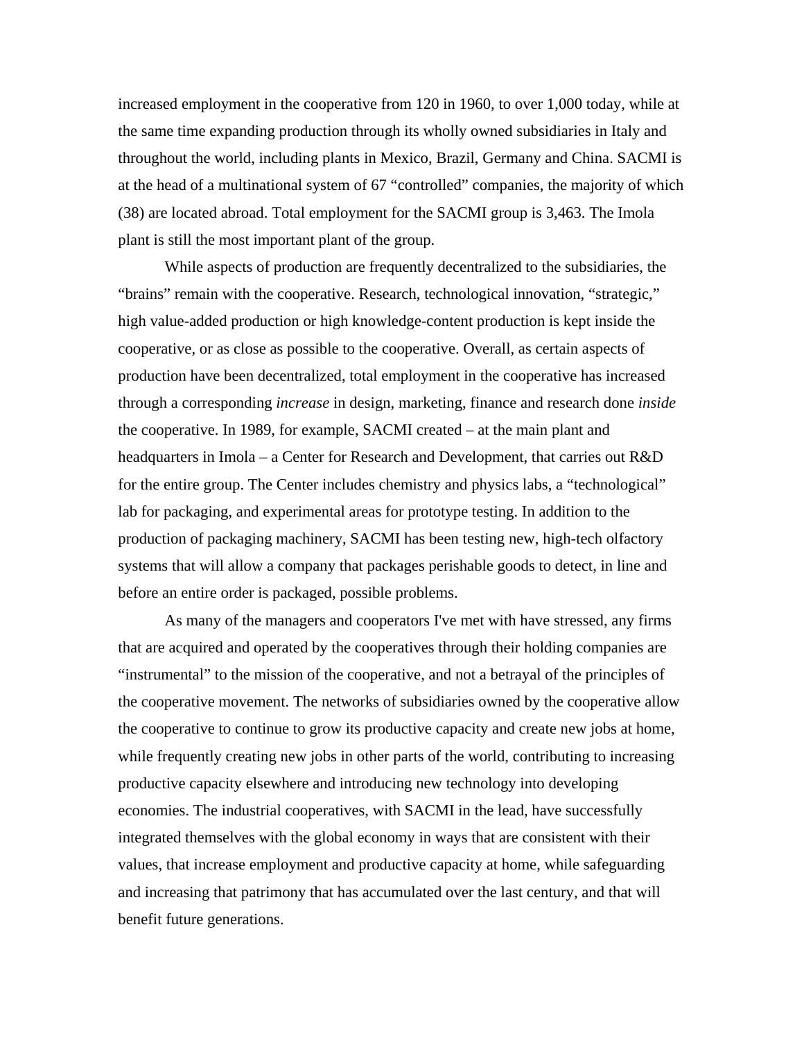increased employment in the cooperative from 120 in 1960, to over 1,000 today, while at the same time expanding production through its wholly owned subsidiaries in Italy and throughout the world, including plants in Mexico, Brazil, Germany and China. SACMI is at the head of a multinational system of 67 "controlled" companies, the majority of which (38) are located abroad. Total employment for the SACMI group is 3,463. The Imola plant is still the most important plant of the group.

While aspects of production are frequently decentralized to the subsidiaries, the "brains" remain with the cooperative. Research, technological innovation, "strategic," high value-added production or high knowledge-content production is kept inside the cooperative, or as close as possible to the cooperative. Overall, as certain aspects of production have been decentralized, total employment in the cooperative has increased through a corresponding *increase* in design, marketing, finance and research done *inside* the cooperative. In 1989, for example, SACMI created – at the main plant and headquarters in Imola – a Center for Research and Development, that carries out R&D for the entire group. The Center includes chemistry and physics labs, a "technological" lab for packaging, and experimental areas for prototype testing. In addition to the production of packaging machinery, SACMI has been testing new, high-tech olfactory systems that will allow a company that packages perishable goods to detect, in line and before an entire order is packaged, possible problems.

As many of the managers and cooperators I've met with have stressed, any firms that are acquired and operated by the cooperatives through their holding companies are "instrumental" to the mission of the cooperative, and not a betrayal of the principles of the cooperative movement. The networks of subsidiaries owned by the cooperative allow the cooperative to continue to grow its productive capacity and create new jobs at home, while frequently creating new jobs in other parts of the world, contributing to increasing productive capacity elsewhere and introducing new technology into developing economies. The industrial cooperatives, with SACMI in the lead, have successfully integrated themselves with the global economy in ways that are consistent with their values, that increase employment and productive capacity at home, while safeguarding and increasing that patrimony that has accumulated over the last century, and that will benefit future generations.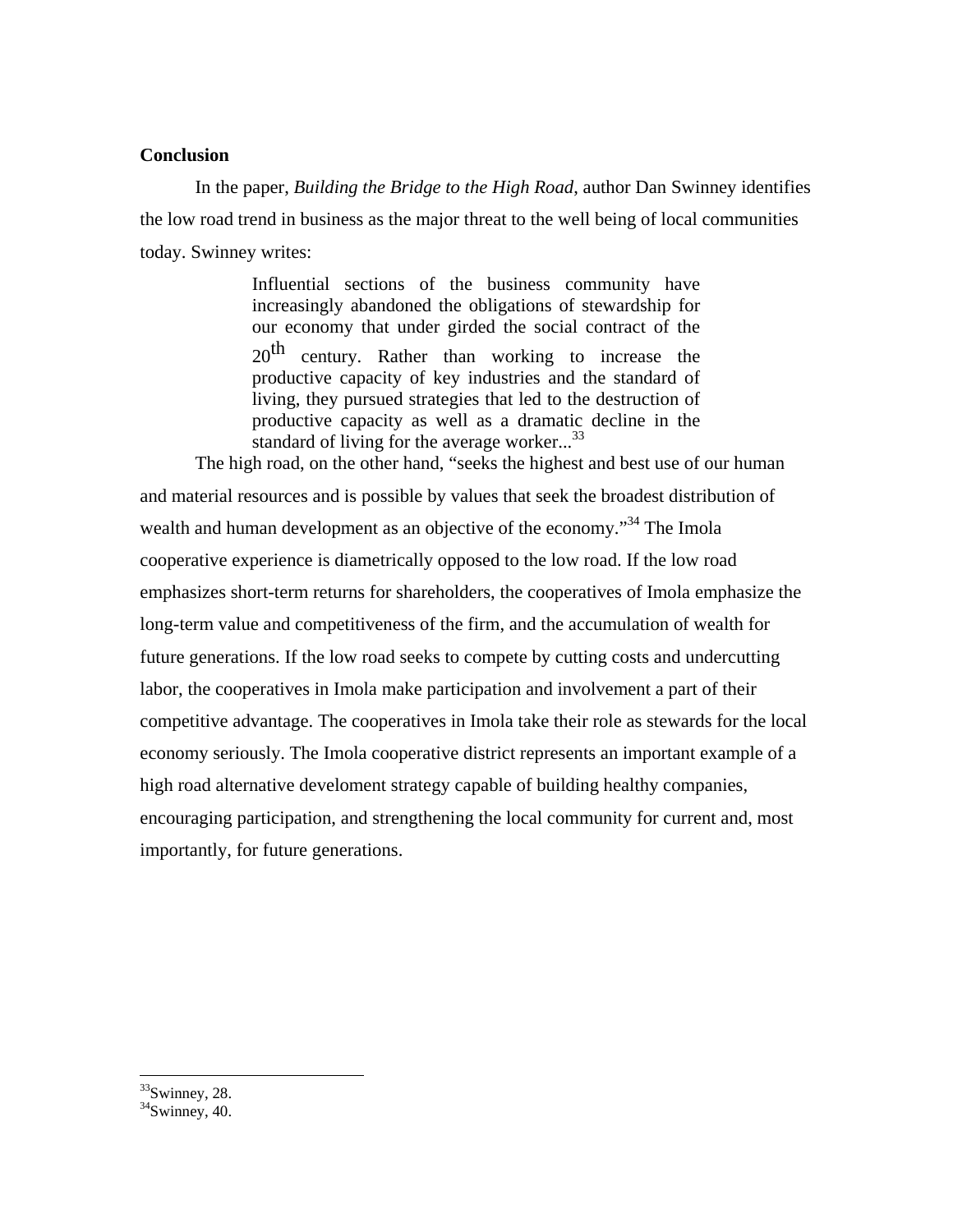**Conclusion**

In the paper, *Building the Bridge to the High Road*, author Dan Swinney identifies the low road trend in business as the major threat to the well being of local communities today. Swinney writes:

> Influential sections of the business community have increasingly abandoned the obligations of stewardship for our economy that under girded the social contract of the 20th century. Rather than working to increase the productive capacity of key industries and the standard of living, they pursued strategies that led to the destruction of productive capacity as well as a dramatic decline in the standard of living for the average worker...[33]

The high road, on the other hand, "seeks the highest and best use of our human and material resources and is possible by values that seek the broadest distribution of wealth and human development as an objective of the economy."[34] The Imola cooperative experience is diametrically opposed to the low road. If the low road emphasizes short-term returns for shareholders, the cooperatives of Imola emphasize the long-term value and competitiveness of the firm, and the accumulation of wealth for future generations. If the low road seeks to compete by cutting costs and undercutting labor, the cooperatives in Imola make participation and involvement a part of their competitive advantage. The cooperatives in Imola take their role as stewards for the local economy seriously. The Imola cooperative district represents an important example of a high road alternative develoment strategy capable of building healthy companies, encouraging participation, and strengthening the local community for current and, most importantly, for future generations.

---

[33] Swinney, 28.
[34] Swinney, 40.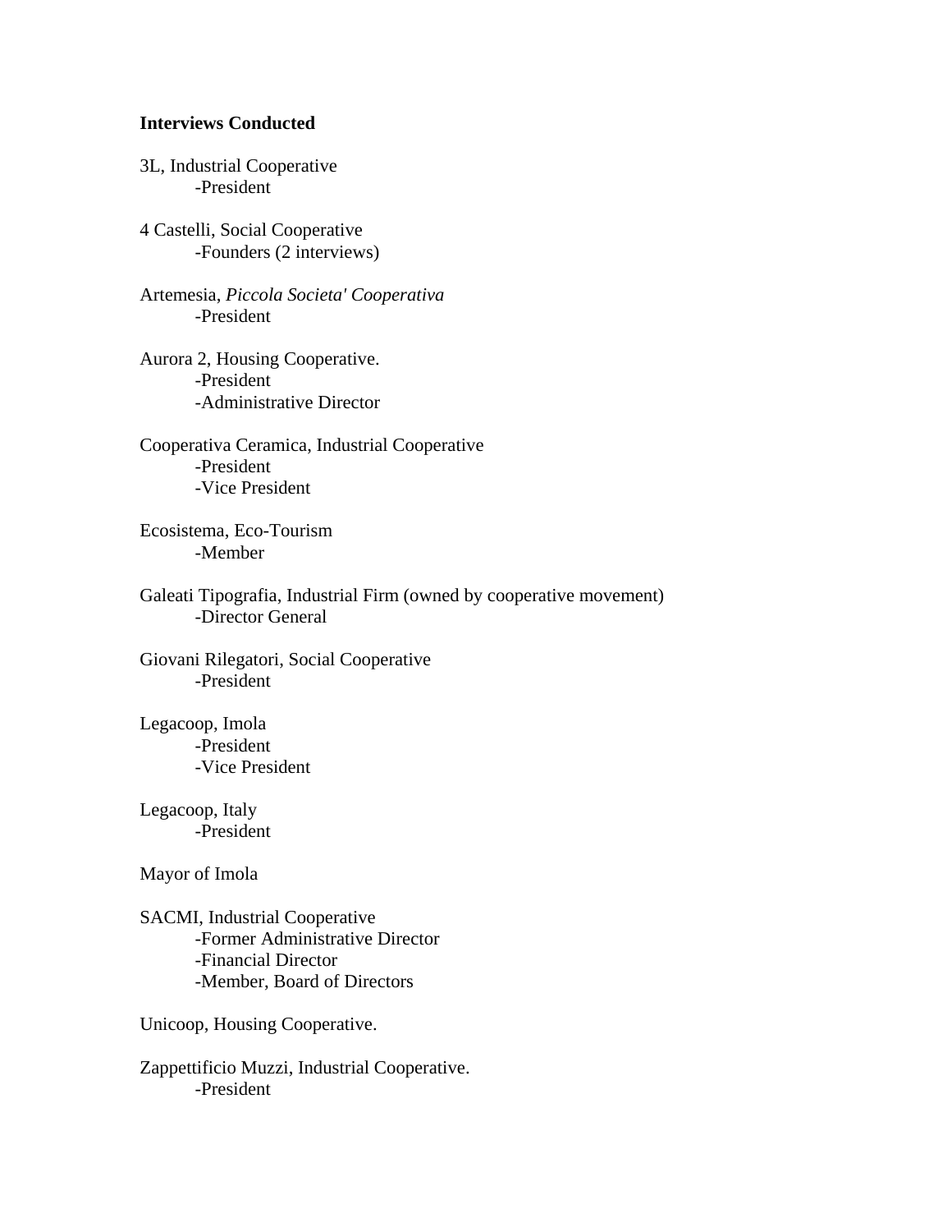**Interviews Conducted**

3L, Industrial Cooperative
- President

4 Castelli, Social Cooperative
- Founders (2 interviews)

Artemesia, *Piccola Societa' Cooperativa*
- President

Aurora 2, Housing Cooperative.
- President
- Administrative Director

Cooperativa Ceramica, Industrial Cooperative
- President
- Vice President

Ecosistema, Eco-Tourism
- Member

Galeati Tipografia, Industrial Firm (owned by cooperative movement)
- Director General

Giovani Rilegatori, Social Cooperative
- President

Legacoop, Imola
- President
- Vice President

Legacoop, Italy
- President

Mayor of Imola

SACMI, Industrial Cooperative
- Former Administrative Director
- Financial Director
- Member, Board of Directors

Unicoop, Housing Cooperative.

Zappettificio Muzzi, Industrial Cooperative.
- President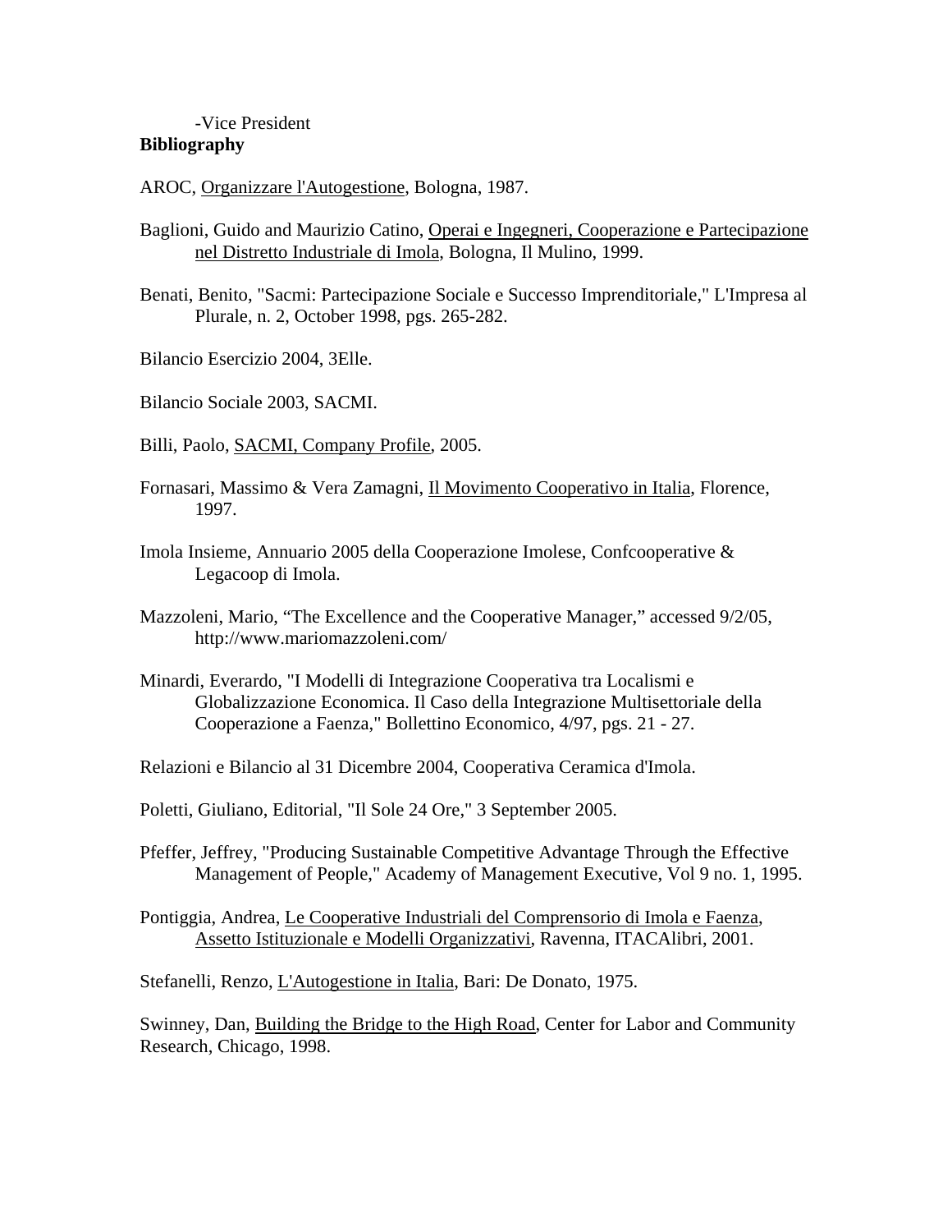-Vice President

**Bibliography**

AROC, <u>Organizzare l'Autogestione</u>, Bologna, 1987.

Baglioni, Guido and Maurizio Catino, <u>Operai e Ingegneri, Cooperazione e Partecipazione nel Distretto Industriale di Imola</u>, Bologna, Il Mulino, 1999.

Benati, Benito, "Sacmi: Partecipazione Sociale e Successo Imprenditoriale," L'Impresa al Plurale, n. 2, October 1998, pgs. 265-282.

Bilancio Esercizio 2004, 3Elle.

Bilancio Sociale 2003, SACMI.

Billi, Paolo, <u>SACMI, Company Profile</u>, 2005.

Fornasari, Massimo & Vera Zamagni, <u>Il Movimento Cooperativo in Italia</u>, Florence, 1997.

Imola Insieme, Annuario 2005 della Cooperazione Imolese, Confcooperative & Legacoop di Imola.

Mazzoleni, Mario, "The Excellence and the Cooperative Manager," accessed 9/2/05, http://www.mariomazzoleni.com/

Minardi, Everardo, "I Modelli di Integrazione Cooperativa tra Localismi e Globalizzazione Economica. Il Caso della Integrazione Multisettoriale della Cooperazione a Faenza," Bollettino Economico, 4/97, pgs. 21 - 27.

Relazioni e Bilancio al 31 Dicembre 2004, Cooperativa Ceramica d'Imola.

Poletti, Giuliano, Editorial, "Il Sole 24 Ore," 3 September 2005.

Pfeffer, Jeffrey, "Producing Sustainable Competitive Advantage Through the Effective Management of People," Academy of Management Executive, Vol 9 no. 1, 1995.

Pontiggia, Andrea, <u>Le Cooperative Industriali del Comprensorio di Imola e Faenza, Assetto Istituzionale e Modelli Organizzativi</u>, Ravenna, ITACAlibri, 2001.

Stefanelli, Renzo, <u>L'Autogestione in Italia</u>, Bari: De Donato, 1975.

Swinney, Dan, <u>Building the Bridge to the High Road</u>, Center for Labor and Community Research, Chicago, 1998.